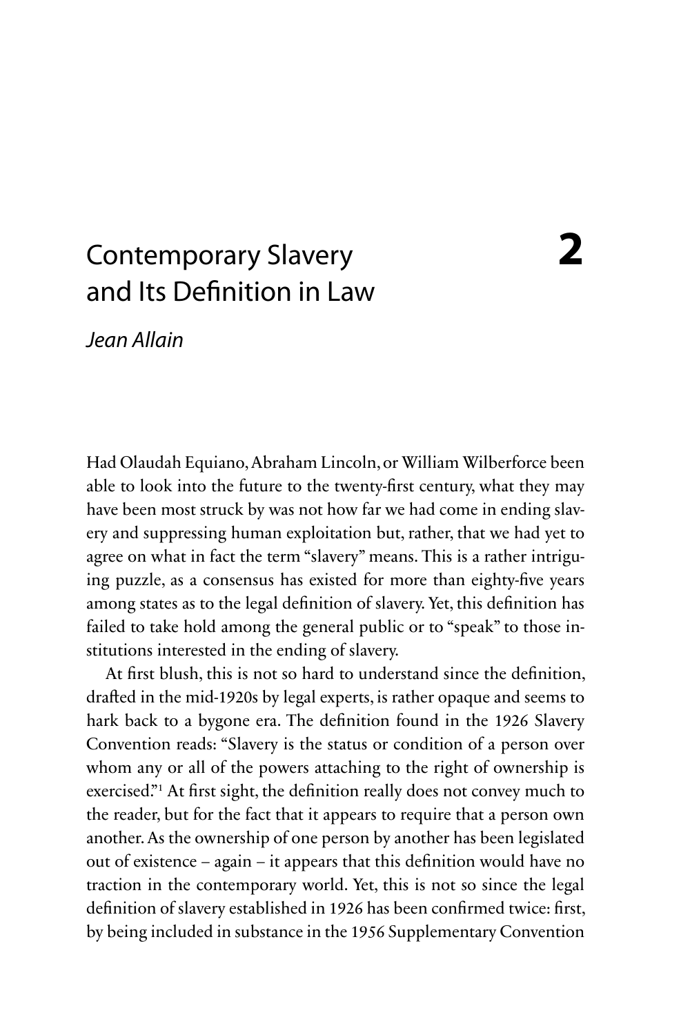# 2 Contemporary Slavery and Its Definition in Law

*Jean Allain*

Had Olaudah Equiano, Abraham Lincoln, or William Wilberforce been able to look into the future to the twenty-first century, what they may have been most struck by was not how far we had come in ending slavery and suppressing human exploitation but, rather, that we had yet to agree on what in fact the term "slavery" means. This is a rather intriguing puzzle, as a consensus has existed for more than eighty-five years among states as to the legal definition of slavery. Yet, this definition has failed to take hold among the general public or to "speak" to those institutions interested in the ending of slavery.

At first blush, this is not so hard to understand since the definition, drafted in the mid-1920s by legal experts, is rather opaque and seems to hark back to a bygone era. The definition found in the 1926 Slavery Convention reads: "Slavery is the status or condition of a person over whom any or all of the powers attaching to the right of ownership is exercised."[1] At first sight, the definition really does not convey much to the reader, but for the fact that it appears to require that a person own another. As the ownership of one person by another has been legislated out of existence – again – it appears that this definition would have no traction in the contemporary world. Yet, this is not so since the legal definition of slavery established in 1926 has been confirmed twice: first, by being included in substance in the 1956 Supplementary Convention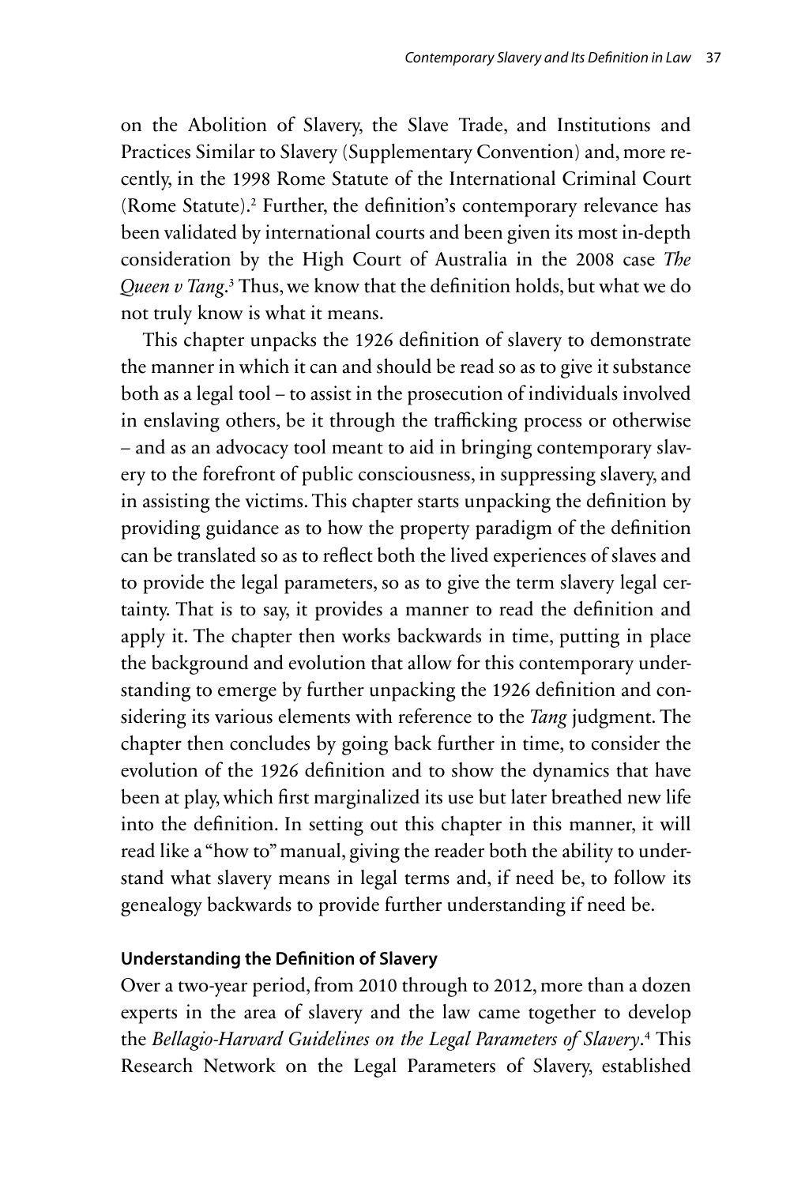on the Abolition of Slavery, the Slave Trade, and Institutions and Practices Similar to Slavery (Supplementary Convention) and, more recently, in the 1998 Rome Statute of the International Criminal Court (Rome Statute).[2] Further, the definition's contemporary relevance has been validated by international courts and been given its most in-depth consideration by the High Court of Australia in the 2008 case *The Queen v Tang*.[3] Thus, we know that the definition holds, but what we do not truly know is what it means.

This chapter unpacks the 1926 definition of slavery to demonstrate the manner in which it can and should be read so as to give it substance both as a legal tool – to assist in the prosecution of individuals involved in enslaving others, be it through the trafficking process or otherwise – and as an advocacy tool meant to aid in bringing contemporary slavery to the forefront of public consciousness, in suppressing slavery, and in assisting the victims. This chapter starts unpacking the definition by providing guidance as to how the property paradigm of the definition can be translated so as to reflect both the lived experiences of slaves and to provide the legal parameters, so as to give the term slavery legal certainty. That is to say, it provides a manner to read the definition and apply it. The chapter then works backwards in time, putting in place the background and evolution that allow for this contemporary understanding to emerge by further unpacking the 1926 definition and considering its various elements with reference to the *Tang* judgment. The chapter then concludes by going back further in time, to consider the evolution of the 1926 definition and to show the dynamics that have been at play, which first marginalized its use but later breathed new life into the definition. In setting out this chapter in this manner, it will read like a "how to" manual, giving the reader both the ability to understand what slavery means in legal terms and, if need be, to follow its genealogy backwards to provide further understanding if need be.

## Understanding the Definition of Slavery

Over a two-year period, from 2010 through to 2012, more than a dozen experts in the area of slavery and the law came together to develop the *Bellagio-Harvard Guidelines on the Legal Parameters of Slavery*.[4] This Research Network on the Legal Parameters of Slavery, established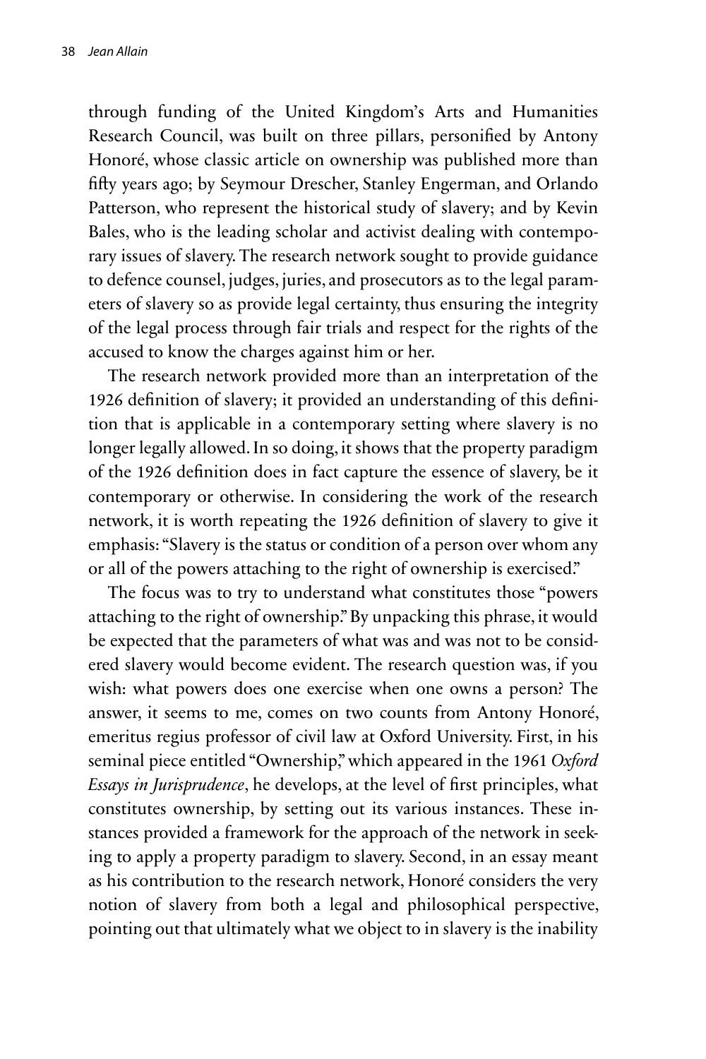through funding of the United Kingdom's Arts and Humanities Research Council, was built on three pillars, personified by Antony Honoré, whose classic article on ownership was published more than fifty years ago; by Seymour Drescher, Stanley Engerman, and Orlando Patterson, who represent the historical study of slavery; and by Kevin Bales, who is the leading scholar and activist dealing with contemporary issues of slavery. The research network sought to provide guidance to defence counsel, judges, juries, and prosecutors as to the legal parameters of slavery so as provide legal certainty, thus ensuring the integrity of the legal process through fair trials and respect for the rights of the accused to know the charges against him or her.

The research network provided more than an interpretation of the 1926 definition of slavery; it provided an understanding of this definition that is applicable in a contemporary setting where slavery is no longer legally allowed. In so doing, it shows that the property paradigm of the 1926 definition does in fact capture the essence of slavery, be it contemporary or otherwise. In considering the work of the research network, it is worth repeating the 1926 definition of slavery to give it emphasis: "Slavery is the status or condition of a person over whom any or all of the powers attaching to the right of ownership is exercised."

The focus was to try to understand what constitutes those "powers attaching to the right of ownership." By unpacking this phrase, it would be expected that the parameters of what was and was not to be considered slavery would become evident. The research question was, if you wish: what powers does one exercise when one owns a person? The answer, it seems to me, comes on two counts from Antony Honoré, emeritus regius professor of civil law at Oxford University. First, in his seminal piece entitled "Ownership," which appeared in the 1961 *Oxford Essays in Jurisprudence*, he develops, at the level of first principles, what constitutes ownership, by setting out its various instances. These instances provided a framework for the approach of the network in seeking to apply a property paradigm to slavery. Second, in an essay meant as his contribution to the research network, Honoré considers the very notion of slavery from both a legal and philosophical perspective, pointing out that ultimately what we object to in slavery is the inability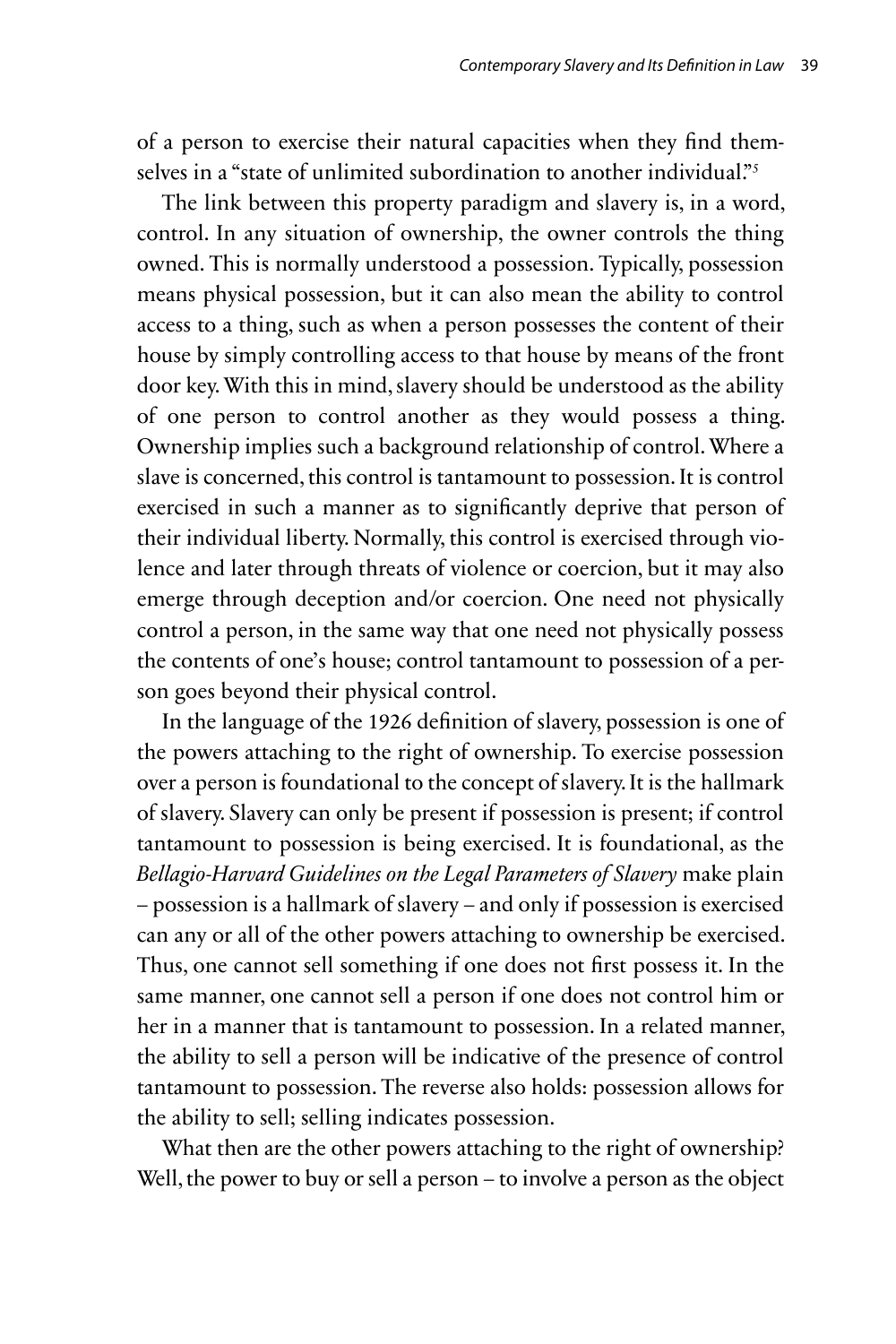of a person to exercise their natural capacities when they find themselves in a "state of unlimited subordination to another individual."[5]

The link between this property paradigm and slavery is, in a word, control. In any situation of ownership, the owner controls the thing owned. This is normally understood a possession. Typically, possession means physical possession, but it can also mean the ability to control access to a thing, such as when a person possesses the content of their house by simply controlling access to that house by means of the front door key. With this in mind, slavery should be understood as the ability of one person to control another as they would possess a thing. Ownership implies such a background relationship of control. Where a slave is concerned, this control is tantamount to possession. It is control exercised in such a manner as to significantly deprive that person of their individual liberty. Normally, this control is exercised through violence and later through threats of violence or coercion, but it may also emerge through deception and/or coercion. One need not physically control a person, in the same way that one need not physically possess the contents of one's house; control tantamount to possession of a person goes beyond their physical control.

In the language of the 1926 definition of slavery, possession is one of the powers attaching to the right of ownership. To exercise possession over a person is foundational to the concept of slavery. It is the hallmark of slavery. Slavery can only be present if possession is present; if control tantamount to possession is being exercised. It is foundational, as the *Bellagio-Harvard Guidelines on the Legal Parameters of Slavery* make plain – possession is a hallmark of slavery – and only if possession is exercised can any or all of the other powers attaching to ownership be exercised. Thus, one cannot sell something if one does not first possess it. In the same manner, one cannot sell a person if one does not control him or her in a manner that is tantamount to possession. In a related manner, the ability to sell a person will be indicative of the presence of control tantamount to possession. The reverse also holds: possession allows for the ability to sell; selling indicates possession.

What then are the other powers attaching to the right of ownership? Well, the power to buy or sell a person – to involve a person as the object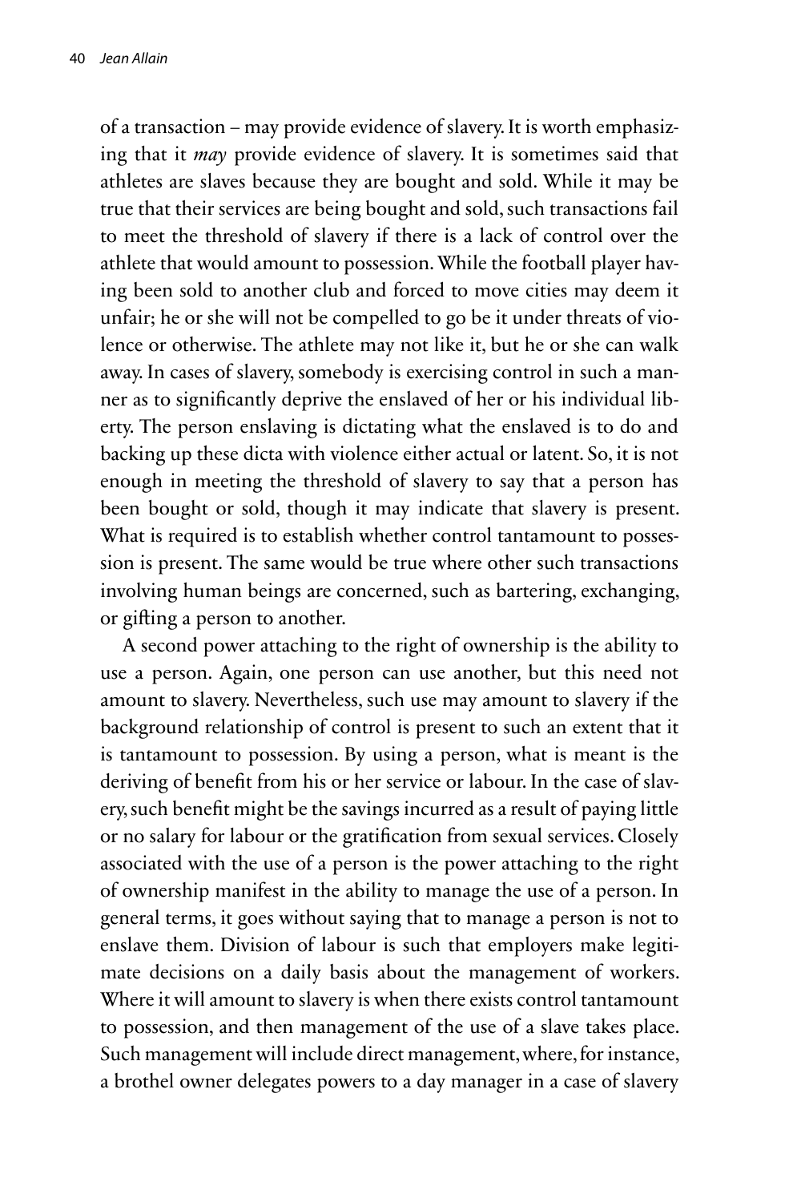of a transaction – may provide evidence of slavery. It is worth emphasizing that it *may* provide evidence of slavery. It is sometimes said that athletes are slaves because they are bought and sold. While it may be true that their services are being bought and sold, such transactions fail to meet the threshold of slavery if there is a lack of control over the athlete that would amount to possession. While the football player having been sold to another club and forced to move cities may deem it unfair; he or she will not be compelled to go be it under threats of violence or otherwise. The athlete may not like it, but he or she can walk away. In cases of slavery, somebody is exercising control in such a manner as to significantly deprive the enslaved of her or his individual liberty. The person enslaving is dictating what the enslaved is to do and backing up these dicta with violence either actual or latent. So, it is not enough in meeting the threshold of slavery to say that a person has been bought or sold, though it may indicate that slavery is present. What is required is to establish whether control tantamount to possession is present. The same would be true where other such transactions involving human beings are concerned, such as bartering, exchanging, or gifting a person to another.

A second power attaching to the right of ownership is the ability to use a person. Again, one person can use another, but this need not amount to slavery. Nevertheless, such use may amount to slavery if the background relationship of control is present to such an extent that it is tantamount to possession. By using a person, what is meant is the deriving of benefit from his or her service or labour. In the case of slavery, such benefit might be the savings incurred as a result of paying little or no salary for labour or the gratification from sexual services. Closely associated with the use of a person is the power attaching to the right of ownership manifest in the ability to manage the use of a person. In general terms, it goes without saying that to manage a person is not to enslave them. Division of labour is such that employers make legitimate decisions on a daily basis about the management of workers. Where it will amount to slavery is when there exists control tantamount to possession, and then management of the use of a slave takes place. Such management will include direct management, where, for instance, a brothel owner delegates powers to a day manager in a case of slavery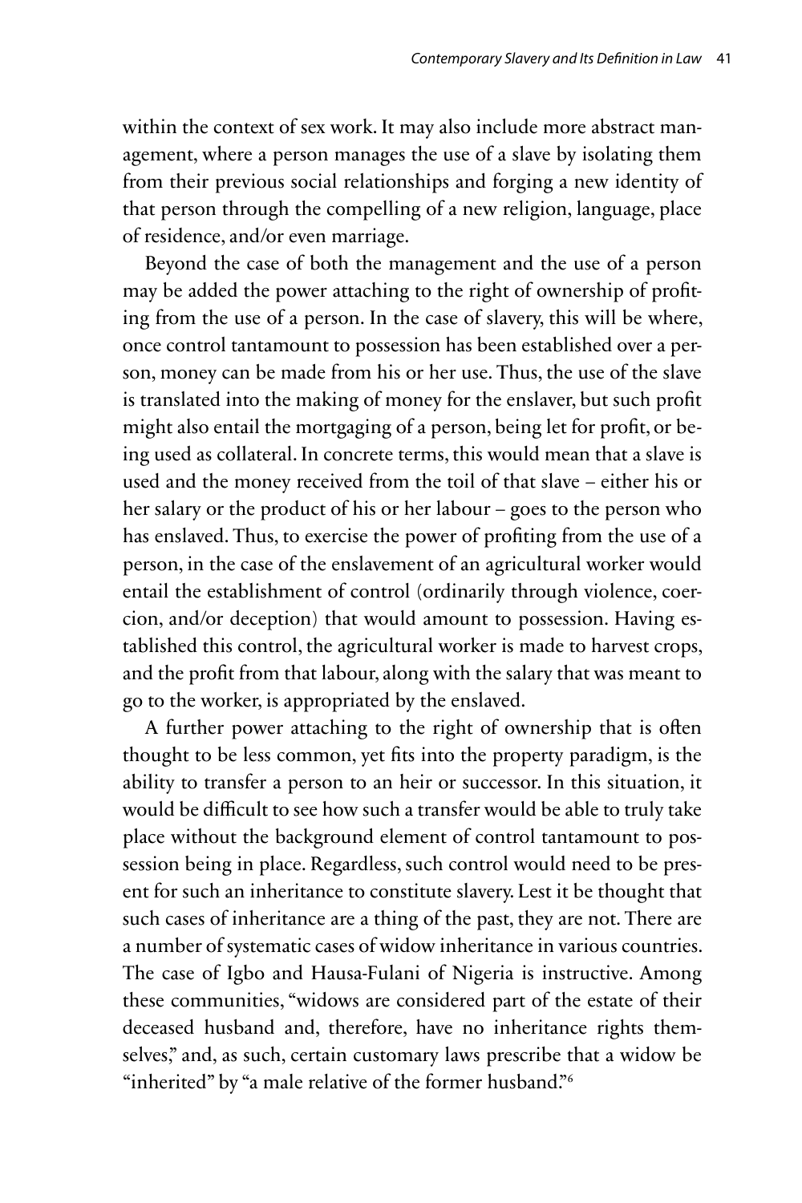within the context of sex work. It may also include more abstract management, where a person manages the use of a slave by isolating them from their previous social relationships and forging a new identity of that person through the compelling of a new religion, language, place of residence, and/or even marriage.

Beyond the case of both the management and the use of a person may be added the power attaching to the right of ownership of profiting from the use of a person. In the case of slavery, this will be where, once control tantamount to possession has been established over a person, money can be made from his or her use. Thus, the use of the slave is translated into the making of money for the enslaver, but such profit might also entail the mortgaging of a person, being let for profit, or being used as collateral. In concrete terms, this would mean that a slave is used and the money received from the toil of that slave – either his or her salary or the product of his or her labour – goes to the person who has enslaved. Thus, to exercise the power of profiting from the use of a person, in the case of the enslavement of an agricultural worker would entail the establishment of control (ordinarily through violence, coercion, and/or deception) that would amount to possession. Having established this control, the agricultural worker is made to harvest crops, and the profit from that labour, along with the salary that was meant to go to the worker, is appropriated by the enslaved.

A further power attaching to the right of ownership that is often thought to be less common, yet fits into the property paradigm, is the ability to transfer a person to an heir or successor. In this situation, it would be difficult to see how such a transfer would be able to truly take place without the background element of control tantamount to possession being in place. Regardless, such control would need to be present for such an inheritance to constitute slavery. Lest it be thought that such cases of inheritance are a thing of the past, they are not. There are a number of systematic cases of widow inheritance in various countries. The case of Igbo and Hausa-Fulani of Nigeria is instructive. Among these communities, "widows are considered part of the estate of their deceased husband and, therefore, have no inheritance rights themselves," and, as such, certain customary laws prescribe that a widow be "inherited" by "a male relative of the former husband."[6]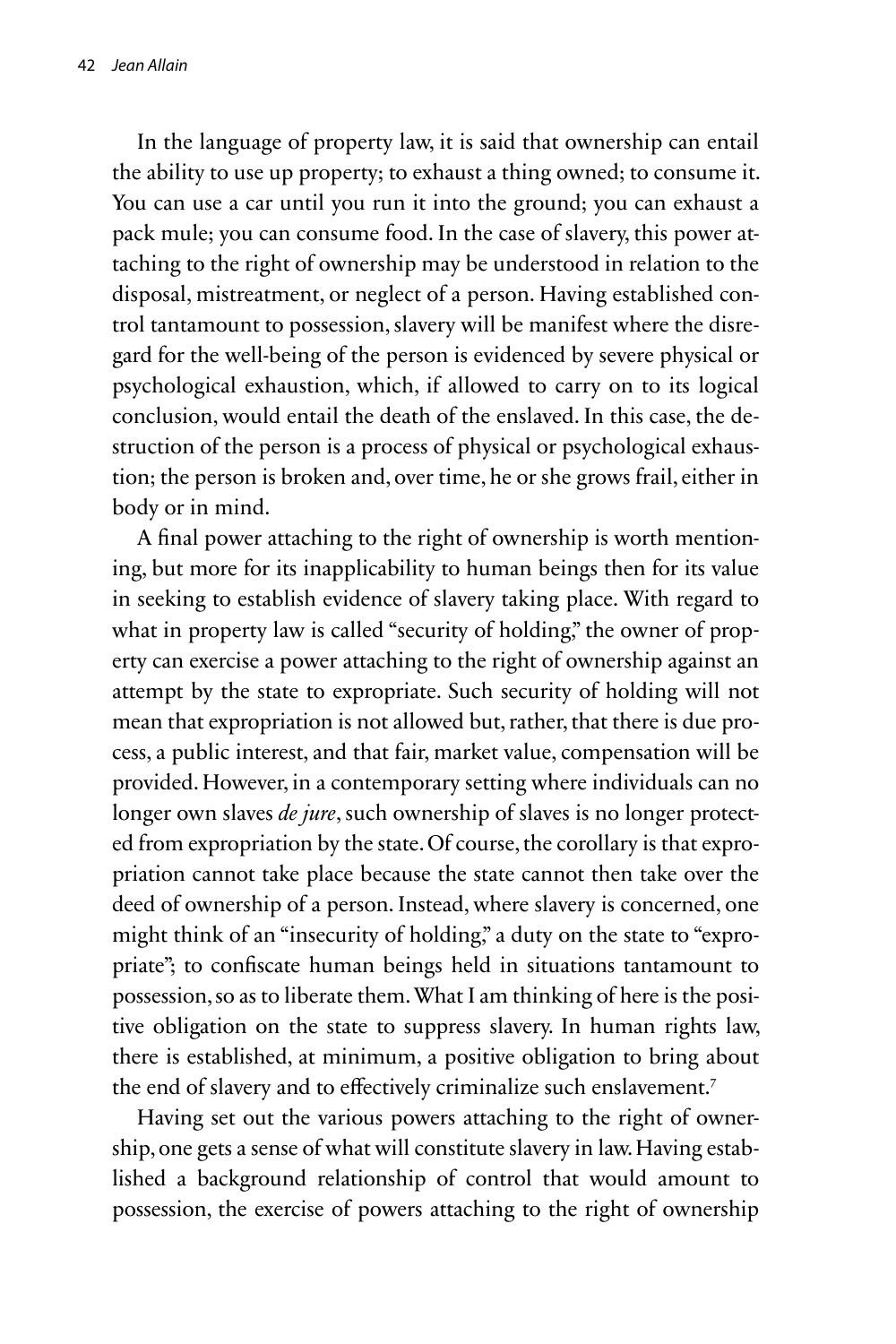In the language of property law, it is said that ownership can entail the ability to use up property; to exhaust a thing owned; to consume it. You can use a car until you run it into the ground; you can exhaust a pack mule; you can consume food. In the case of slavery, this power attaching to the right of ownership may be understood in relation to the disposal, mistreatment, or neglect of a person. Having established control tantamount to possession, slavery will be manifest where the disregard for the well-being of the person is evidenced by severe physical or psychological exhaustion, which, if allowed to carry on to its logical conclusion, would entail the death of the enslaved. In this case, the destruction of the person is a process of physical or psychological exhaustion; the person is broken and, over time, he or she grows frail, either in body or in mind.

A final power attaching to the right of ownership is worth mentioning, but more for its inapplicability to human beings then for its value in seeking to establish evidence of slavery taking place. With regard to what in property law is called "security of holding," the owner of property can exercise a power attaching to the right of ownership against an attempt by the state to expropriate. Such security of holding will not mean that expropriation is not allowed but, rather, that there is due process, a public interest, and that fair, market value, compensation will be provided. However, in a contemporary setting where individuals can no longer own slaves *de jure*, such ownership of slaves is no longer protected from expropriation by the state. Of course, the corollary is that expropriation cannot take place because the state cannot then take over the deed of ownership of a person. Instead, where slavery is concerned, one might think of an "insecurity of holding," a duty on the state to "expropriate"; to confiscate human beings held in situations tantamount to possession, so as to liberate them. What I am thinking of here is the positive obligation on the state to suppress slavery. In human rights law, there is established, at minimum, a positive obligation to bring about the end of slavery and to effectively criminalize such enslavement.[7]

Having set out the various powers attaching to the right of ownership, one gets a sense of what will constitute slavery in law. Having established a background relationship of control that would amount to possession, the exercise of powers attaching to the right of ownership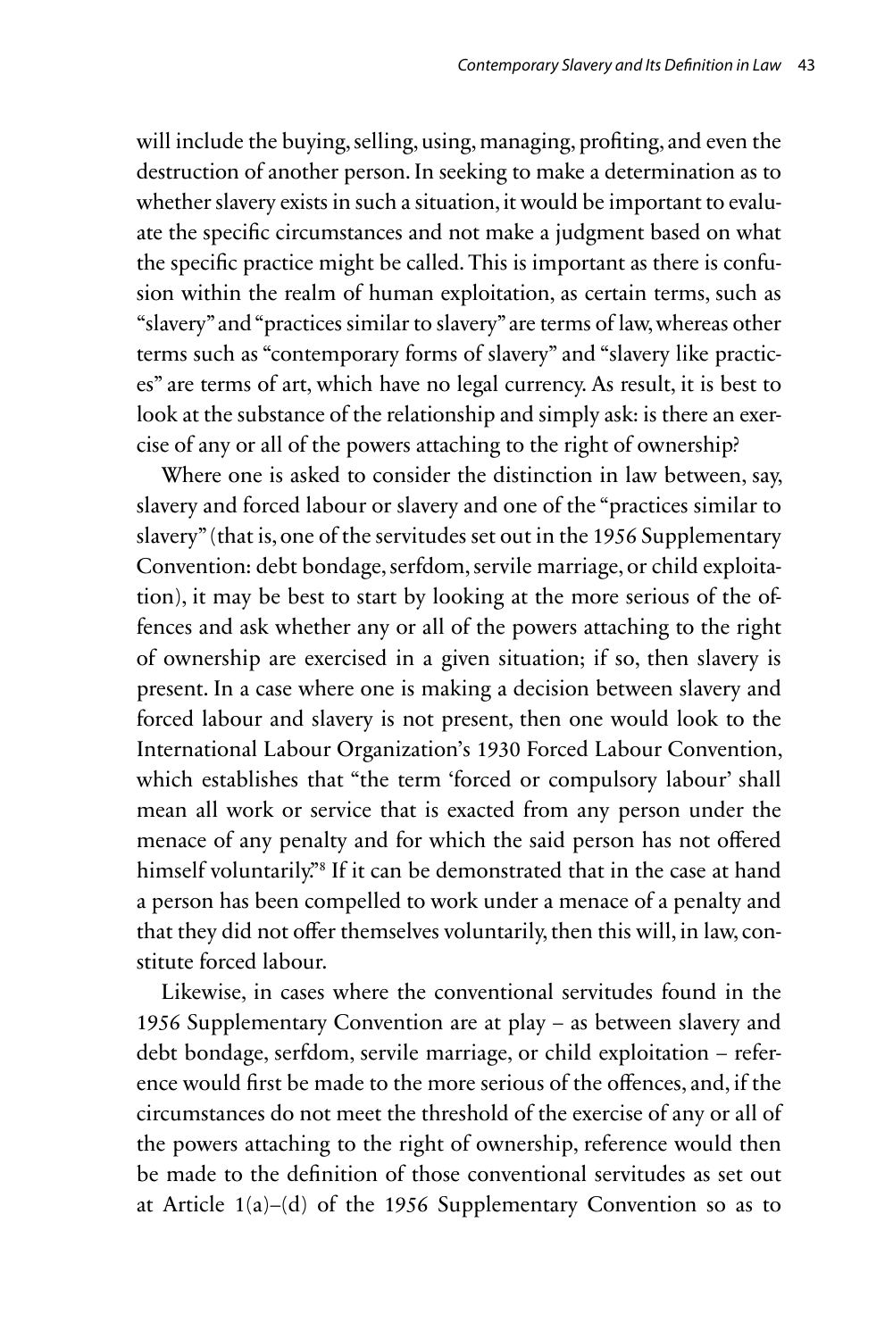will include the buying, selling, using, managing, profiting, and even the destruction of another person. In seeking to make a determination as to whether slavery exists in such a situation, it would be important to evaluate the specific circumstances and not make a judgment based on what the specific practice might be called. This is important as there is confusion within the realm of human exploitation, as certain terms, such as "slavery" and "practices similar to slavery" are terms of law, whereas other terms such as "contemporary forms of slavery" and "slavery like practices" are terms of art, which have no legal currency. As result, it is best to look at the substance of the relationship and simply ask: is there an exercise of any or all of the powers attaching to the right of ownership?

Where one is asked to consider the distinction in law between, say, slavery and forced labour or slavery and one of the "practices similar to slavery" (that is, one of the servitudes set out in the 1956 Supplementary Convention: debt bondage, serfdom, servile marriage, or child exploitation), it may be best to start by looking at the more serious of the offences and ask whether any or all of the powers attaching to the right of ownership are exercised in a given situation; if so, then slavery is present. In a case where one is making a decision between slavery and forced labour and slavery is not present, then one would look to the International Labour Organization's 1930 Forced Labour Convention, which establishes that "the term 'forced or compulsory labour' shall mean all work or service that is exacted from any person under the menace of any penalty and for which the said person has not offered himself voluntarily."[8] If it can be demonstrated that in the case at hand a person has been compelled to work under a menace of a penalty and that they did not offer themselves voluntarily, then this will, in law, constitute forced labour.

Likewise, in cases where the conventional servitudes found in the 1956 Supplementary Convention are at play – as between slavery and debt bondage, serfdom, servile marriage, or child exploitation – reference would first be made to the more serious of the offences, and, if the circumstances do not meet the threshold of the exercise of any or all of the powers attaching to the right of ownership, reference would then be made to the definition of those conventional servitudes as set out at Article 1(a)–(d) of the 1956 Supplementary Convention so as to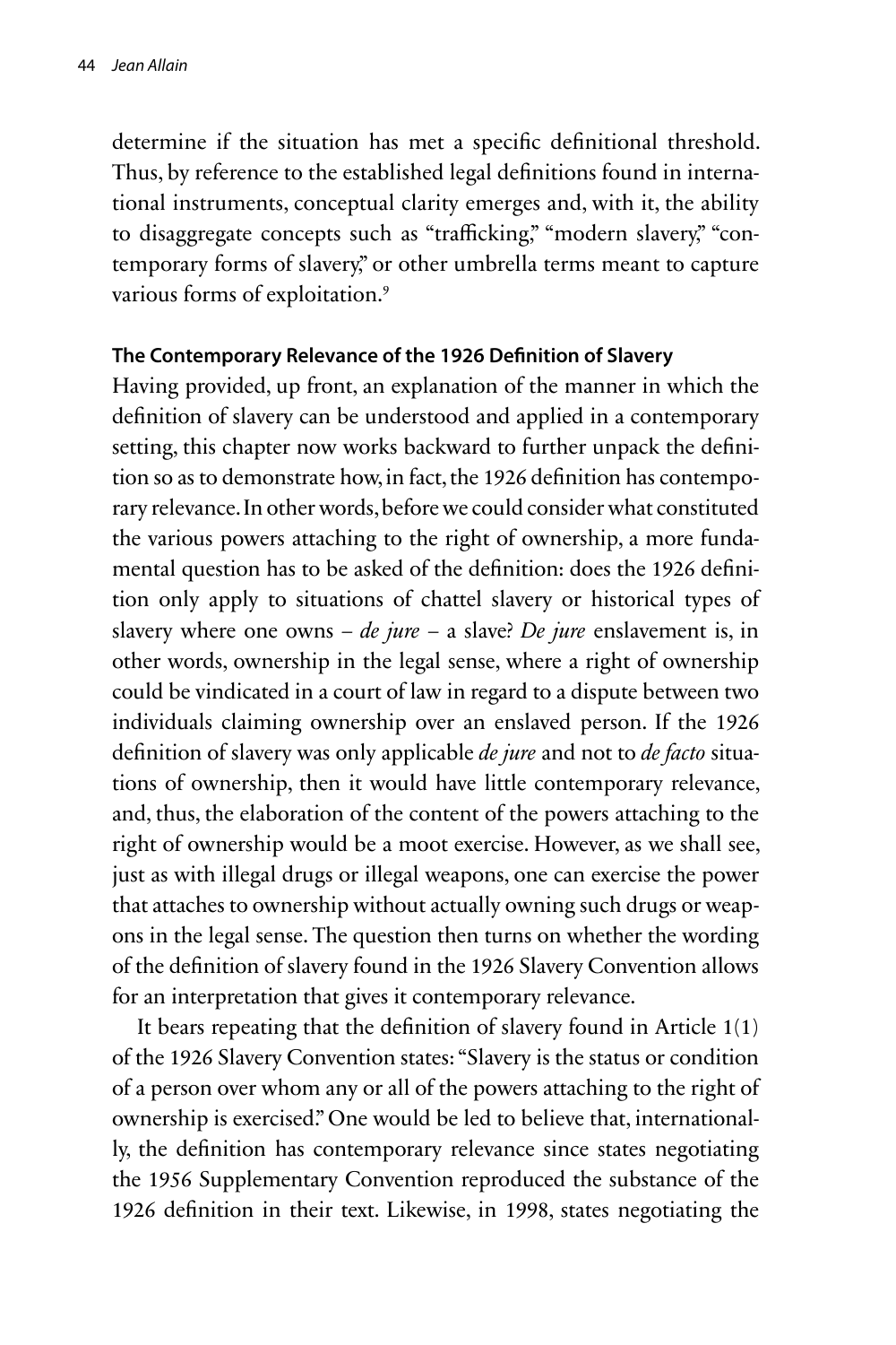determine if the situation has met a specific definitional threshold. Thus, by reference to the established legal definitions found in international instruments, conceptual clarity emerges and, with it, the ability to disaggregate concepts such as "trafficking," "modern slavery," "contemporary forms of slavery," or other umbrella terms meant to capture various forms of exploitation.[9]

**The Contemporary Relevance of the 1926 Definition of Slavery**

Having provided, up front, an explanation of the manner in which the definition of slavery can be understood and applied in a contemporary setting, this chapter now works backward to further unpack the definition so as to demonstrate how, in fact, the 1926 definition has contemporary relevance. In other words, before we could consider what constituted the various powers attaching to the right of ownership, a more fundamental question has to be asked of the definition: does the 1926 definition only apply to situations of chattel slavery or historical types of slavery where one owns – *de jure* – a slave? *De jure* enslavement is, in other words, ownership in the legal sense, where a right of ownership could be vindicated in a court of law in regard to a dispute between two individuals claiming ownership over an enslaved person. If the 1926 definition of slavery was only applicable *de jure* and not to *de facto* situations of ownership, then it would have little contemporary relevance, and, thus, the elaboration of the content of the powers attaching to the right of ownership would be a moot exercise. However, as we shall see, just as with illegal drugs or illegal weapons, one can exercise the power that attaches to ownership without actually owning such drugs or weapons in the legal sense. The question then turns on whether the wording of the definition of slavery found in the 1926 Slavery Convention allows for an interpretation that gives it contemporary relevance.

It bears repeating that the definition of slavery found in Article 1(1) of the 1926 Slavery Convention states: "Slavery is the status or condition of a person over whom any or all of the powers attaching to the right of ownership is exercised." One would be led to believe that, internationally, the definition has contemporary relevance since states negotiating the 1956 Supplementary Convention reproduced the substance of the 1926 definition in their text. Likewise, in 1998, states negotiating the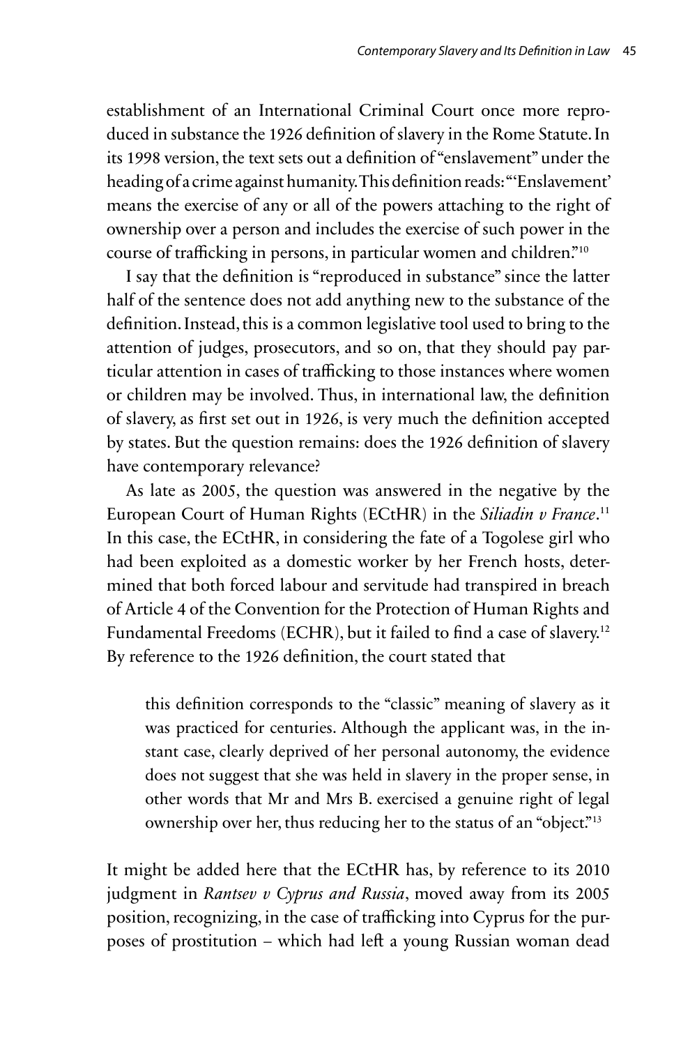establishment of an International Criminal Court once more reproduced in substance the 1926 definition of slavery in the Rome Statute. In its 1998 version, the text sets out a definition of "enslavement" under the heading of a crime against humanity. This definition reads: "'Enslavement' means the exercise of any or all of the powers attaching to the right of ownership over a person and includes the exercise of such power in the course of trafficking in persons, in particular women and children."[10]

I say that the definition is "reproduced in substance" since the latter half of the sentence does not add anything new to the substance of the definition. Instead, this is a common legislative tool used to bring to the attention of judges, prosecutors, and so on, that they should pay particular attention in cases of trafficking to those instances where women or children may be involved. Thus, in international law, the definition of slavery, as first set out in 1926, is very much the definition accepted by states. But the question remains: does the 1926 definition of slavery have contemporary relevance?

As late as 2005, the question was answered in the negative by the European Court of Human Rights (ECtHR) in the *Siliadin v France*.[11] In this case, the ECtHR, in considering the fate of a Togolese girl who had been exploited as a domestic worker by her French hosts, determined that both forced labour and servitude had transpired in breach of Article 4 of the Convention for the Protection of Human Rights and Fundamental Freedoms (ECHR), but it failed to find a case of slavery.[12] By reference to the 1926 definition, the court stated that

> this definition corresponds to the "classic" meaning of slavery as it was practiced for centuries. Although the applicant was, in the instant case, clearly deprived of her personal autonomy, the evidence does not suggest that she was held in slavery in the proper sense, in other words that Mr and Mrs B. exercised a genuine right of legal ownership over her, thus reducing her to the status of an "object."[13]

It might be added here that the ECtHR has, by reference to its 2010 judgment in *Rantsev v Cyprus and Russia*, moved away from its 2005 position, recognizing, in the case of trafficking into Cyprus for the purposes of prostitution – which had left a young Russian woman dead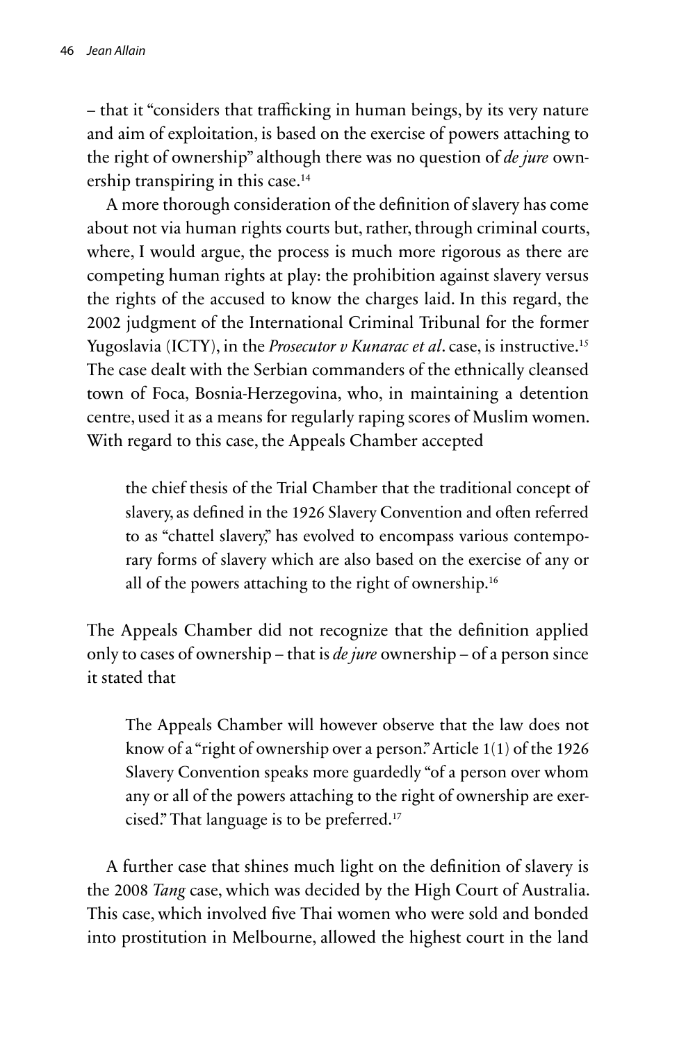– that it "considers that trafficking in human beings, by its very nature and aim of exploitation, is based on the exercise of powers attaching to the right of ownership" although there was no question of *de jure* ownership transpiring in this case.[14]

A more thorough consideration of the definition of slavery has come about not via human rights courts but, rather, through criminal courts, where, I would argue, the process is much more rigorous as there are competing human rights at play: the prohibition against slavery versus the rights of the accused to know the charges laid. In this regard, the 2002 judgment of the International Criminal Tribunal for the former Yugoslavia (ICTY), in the *Prosecutor v Kunarac et al*. case, is instructive.[15] The case dealt with the Serbian commanders of the ethnically cleansed town of Foca, Bosnia-Herzegovina, who, in maintaining a detention centre, used it as a means for regularly raping scores of Muslim women. With regard to this case, the Appeals Chamber accepted

> the chief thesis of the Trial Chamber that the traditional concept of slavery, as defined in the 1926 Slavery Convention and often referred to as "chattel slavery," has evolved to encompass various contemporary forms of slavery which are also based on the exercise of any or all of the powers attaching to the right of ownership.[16]

The Appeals Chamber did not recognize that the definition applied only to cases of ownership – that is *de jure* ownership – of a person since it stated that

> The Appeals Chamber will however observe that the law does not know of a "right of ownership over a person." Article 1(1) of the 1926 Slavery Convention speaks more guardedly "of a person over whom any or all of the powers attaching to the right of ownership are exercised." That language is to be preferred.[17]

A further case that shines much light on the definition of slavery is the 2008 *Tang* case, which was decided by the High Court of Australia. This case, which involved five Thai women who were sold and bonded into prostitution in Melbourne, allowed the highest court in the land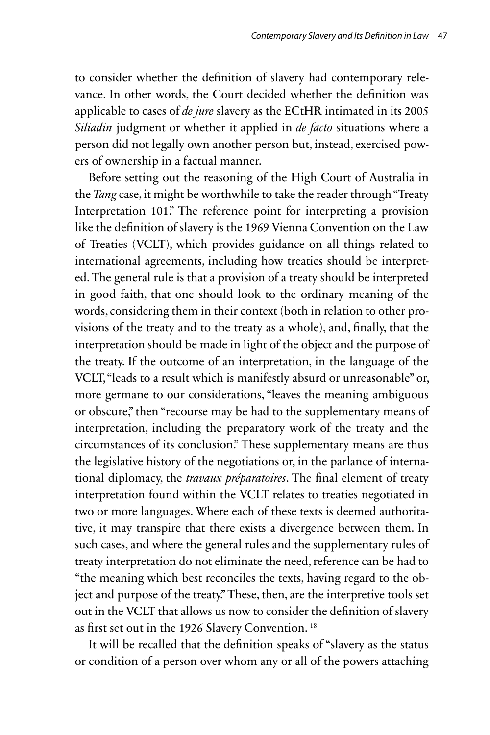to consider whether the definition of slavery had contemporary relevance. In other words, the Court decided whether the definition was applicable to cases of *de jure* slavery as the ECtHR intimated in its 2005 *Siliadin* judgment or whether it applied in *de facto* situations where a person did not legally own another person but, instead, exercised powers of ownership in a factual manner.

Before setting out the reasoning of the High Court of Australia in the *Tang* case, it might be worthwhile to take the reader through "Treaty Interpretation 101." The reference point for interpreting a provision like the definition of slavery is the 1969 Vienna Convention on the Law of Treaties (VCLT), which provides guidance on all things related to international agreements, including how treaties should be interpreted. The general rule is that a provision of a treaty should be interpreted in good faith, that one should look to the ordinary meaning of the words, considering them in their context (both in relation to other provisions of the treaty and to the treaty as a whole), and, finally, that the interpretation should be made in light of the object and the purpose of the treaty. If the outcome of an interpretation, in the language of the VCLT, "leads to a result which is manifestly absurd or unreasonable" or, more germane to our considerations, "leaves the meaning ambiguous or obscure," then "recourse may be had to the supplementary means of interpretation, including the preparatory work of the treaty and the circumstances of its conclusion." These supplementary means are thus the legislative history of the negotiations or, in the parlance of international diplomacy, the *travaux préparatoires*. The final element of treaty interpretation found within the VCLT relates to treaties negotiated in two or more languages. Where each of these texts is deemed authoritative, it may transpire that there exists a divergence between them. In such cases, and where the general rules and the supplementary rules of treaty interpretation do not eliminate the need, reference can be had to "the meaning which best reconciles the texts, having regard to the object and purpose of the treaty." These, then, are the interpretive tools set out in the VCLT that allows us now to consider the definition of slavery as first set out in the 1926 Slavery Convention. [18]

It will be recalled that the definition speaks of "slavery as the status or condition of a person over whom any or all of the powers attaching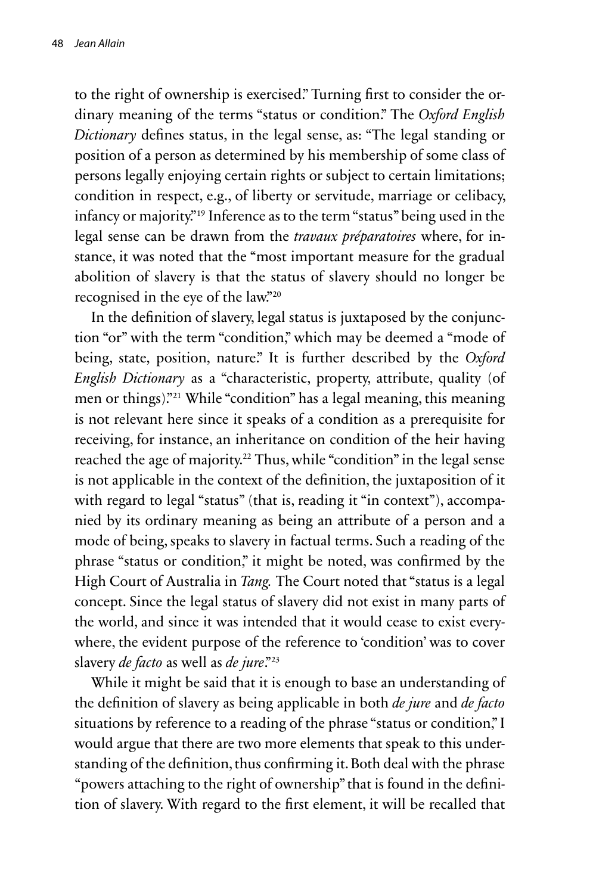to the right of ownership is exercised." Turning first to consider the ordinary meaning of the terms "status or condition." The *Oxford English Dictionary* defines status, in the legal sense, as: "The legal standing or position of a person as determined by his membership of some class of persons legally enjoying certain rights or subject to certain limitations; condition in respect, e.g., of liberty or servitude, marriage or celibacy, infancy or majority."[19] Inference as to the term "status" being used in the legal sense can be drawn from the *travaux préparatoires* where, for instance, it was noted that the "most important measure for the gradual abolition of slavery is that the status of slavery should no longer be recognised in the eye of the law."[20]

In the definition of slavery, legal status is juxtaposed by the conjunction "or" with the term "condition," which may be deemed a "mode of being, state, position, nature." It is further described by the *Oxford English Dictionary* as a "characteristic, property, attribute, quality (of men or things)."[21] While "condition" has a legal meaning, this meaning is not relevant here since it speaks of a condition as a prerequisite for receiving, for instance, an inheritance on condition of the heir having reached the age of majority.[22] Thus, while "condition" in the legal sense is not applicable in the context of the definition, the juxtaposition of it with regard to legal "status" (that is, reading it "in context"), accompanied by its ordinary meaning as being an attribute of a person and a mode of being, speaks to slavery in factual terms. Such a reading of the phrase "status or condition," it might be noted, was confirmed by the High Court of Australia in *Tang.* The Court noted that "status is a legal concept. Since the legal status of slavery did not exist in many parts of the world, and since it was intended that it would cease to exist everywhere, the evident purpose of the reference to 'condition' was to cover slavery *de facto* as well as *de jure*."[23]

While it might be said that it is enough to base an understanding of the definition of slavery as being applicable in both *de jure* and *de facto* situations by reference to a reading of the phrase "status or condition," I would argue that there are two more elements that speak to this understanding of the definition, thus confirming it. Both deal with the phrase "powers attaching to the right of ownership" that is found in the definition of slavery. With regard to the first element, it will be recalled that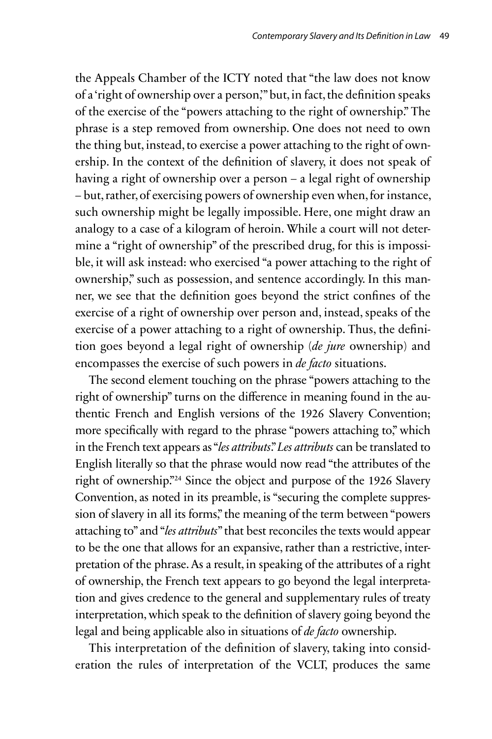the Appeals Chamber of the ICTY noted that "the law does not know of a 'right of ownership over a person,'" but, in fact, the definition speaks of the exercise of the "powers attaching to the right of ownership." The phrase is a step removed from ownership. One does not need to own the thing but, instead, to exercise a power attaching to the right of ownership. In the context of the definition of slavery, it does not speak of having a right of ownership over a person – a legal right of ownership – but, rather, of exercising powers of ownership even when, for instance, such ownership might be legally impossible. Here, one might draw an analogy to a case of a kilogram of heroin. While a court will not determine a "right of ownership" of the prescribed drug, for this is impossible, it will ask instead: who exercised "a power attaching to the right of ownership," such as possession, and sentence accordingly. In this manner, we see that the definition goes beyond the strict confines of the exercise of a right of ownership over person and, instead, speaks of the exercise of a power attaching to a right of ownership. Thus, the definition goes beyond a legal right of ownership (*de jure* ownership) and encompasses the exercise of such powers in *de facto* situations.

The second element touching on the phrase "powers attaching to the right of ownership" turns on the difference in meaning found in the authentic French and English versions of the 1926 Slavery Convention; more specifically with regard to the phrase "powers attaching to," which in the French text appears as "*les attributs*." *Les attributs* can be translated to English literally so that the phrase would now read "the attributes of the right of ownership."[24] Since the object and purpose of the 1926 Slavery Convention, as noted in its preamble, is "securing the complete suppression of slavery in all its forms," the meaning of the term between "powers attaching to" and "*les attributs*" that best reconciles the texts would appear to be the one that allows for an expansive, rather than a restrictive, interpretation of the phrase. As a result, in speaking of the attributes of a right of ownership, the French text appears to go beyond the legal interpretation and gives credence to the general and supplementary rules of treaty interpretation, which speak to the definition of slavery going beyond the legal and being applicable also in situations of *de facto* ownership.

This interpretation of the definition of slavery, taking into consideration the rules of interpretation of the VCLT, produces the same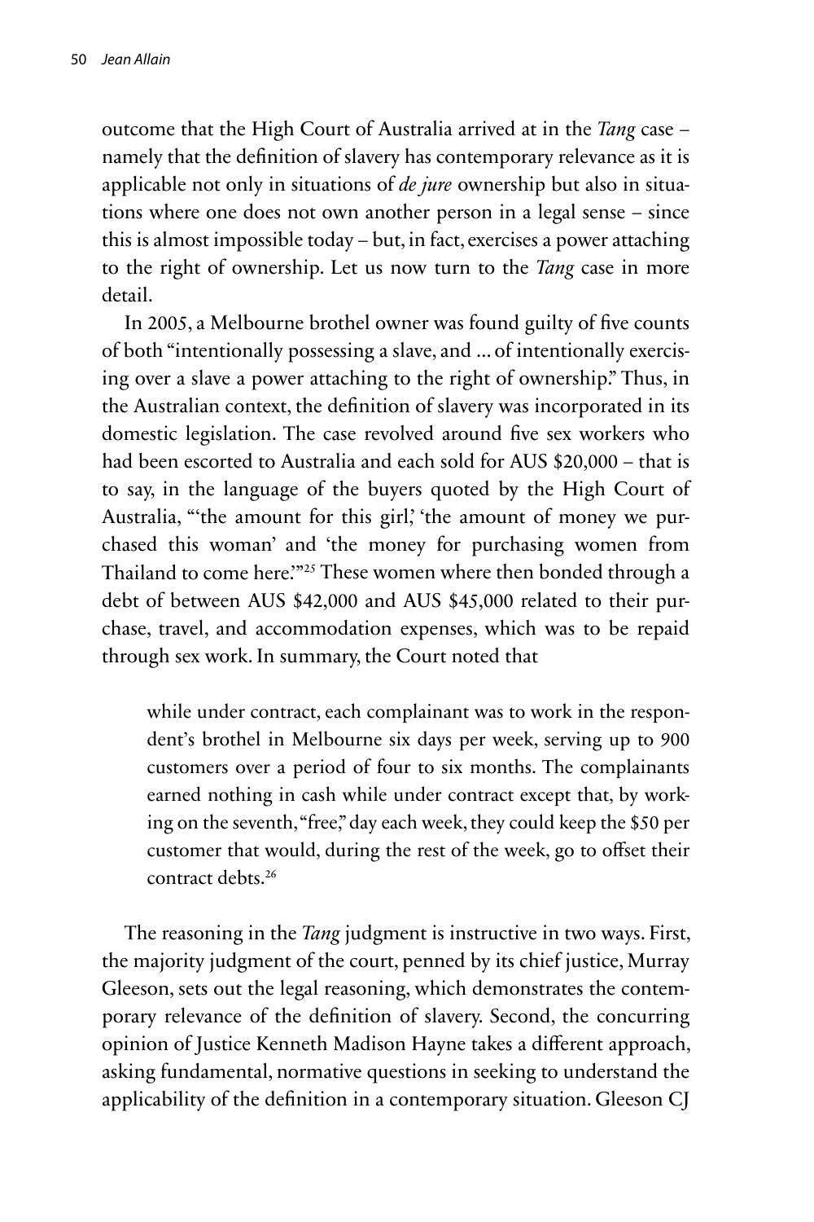outcome that the High Court of Australia arrived at in the *Tang* case – namely that the definition of slavery has contemporary relevance as it is applicable not only in situations of *de jure* ownership but also in situations where one does not own another person in a legal sense – since this is almost impossible today – but, in fact, exercises a power attaching to the right of ownership. Let us now turn to the *Tang* case in more detail.

In 2005, a Melbourne brothel owner was found guilty of five counts of both "intentionally possessing a slave, and ... of intentionally exercising over a slave a power attaching to the right of ownership." Thus, in the Australian context, the definition of slavery was incorporated in its domestic legislation. The case revolved around five sex workers who had been escorted to Australia and each sold for AUS $20,000 – that is to say, in the language of the buyers quoted by the High Court of Australia, "'the amount for this girl,' 'the amount of money we purchased this woman' and 'the money for purchasing women from Thailand to come here.'"[25] These women where then bonded through a debt of between AUS $42,000 and AUS $45,000 related to their purchase, travel, and accommodation expenses, which was to be repaid through sex work. In summary, the Court noted that

> while under contract, each complainant was to work in the respondent's brothel in Melbourne six days per week, serving up to 900 customers over a period of four to six months. The complainants earned nothing in cash while under contract except that, by working on the seventh, "free," day each week, they could keep the $50 per customer that would, during the rest of the week, go to offset their contract debts.[26]

The reasoning in the *Tang* judgment is instructive in two ways. First, the majority judgment of the court, penned by its chief justice, Murray Gleeson, sets out the legal reasoning, which demonstrates the contemporary relevance of the definition of slavery. Second, the concurring opinion of Justice Kenneth Madison Hayne takes a different approach, asking fundamental, normative questions in seeking to understand the applicability of the definition in a contemporary situation. Gleeson CJ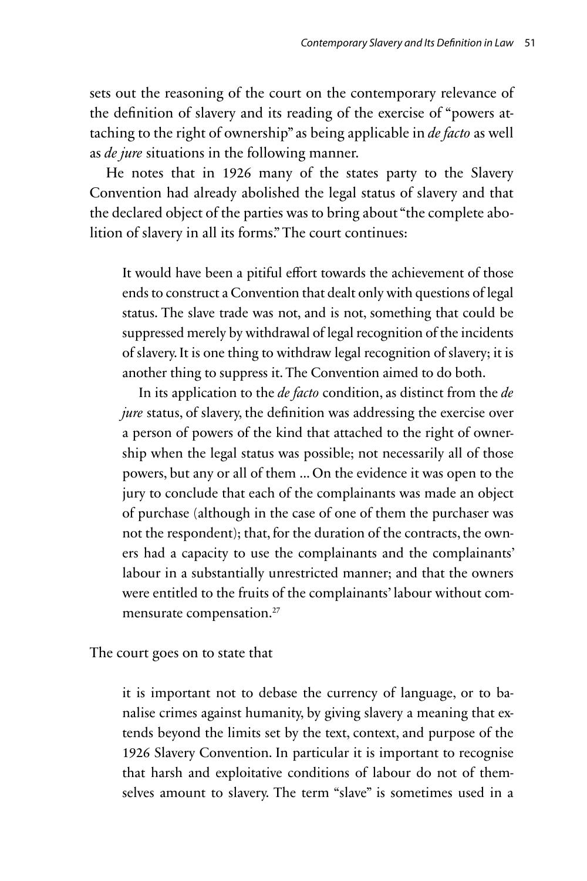sets out the reasoning of the court on the contemporary relevance of the definition of slavery and its reading of the exercise of "powers attaching to the right of ownership" as being applicable in *de facto* as well as *de jure* situations in the following manner.

He notes that in 1926 many of the states party to the Slavery Convention had already abolished the legal status of slavery and that the declared object of the parties was to bring about "the complete abolition of slavery in all its forms." The court continues:

> It would have been a pitiful effort towards the achievement of those ends to construct a Convention that dealt only with questions of legal status. The slave trade was not, and is not, something that could be suppressed merely by withdrawal of legal recognition of the incidents of slavery. It is one thing to withdraw legal recognition of slavery; it is another thing to suppress it. The Convention aimed to do both.
>
> In its application to the *de facto* condition, as distinct from the *de jure* status, of slavery, the definition was addressing the exercise over a person of powers of the kind that attached to the right of ownership when the legal status was possible; not necessarily all of those powers, but any or all of them ... On the evidence it was open to the jury to conclude that each of the complainants was made an object of purchase (although in the case of one of them the purchaser was not the respondent); that, for the duration of the contracts, the owners had a capacity to use the complainants and the complainants' labour in a substantially unrestricted manner; and that the owners were entitled to the fruits of the complainants' labour without commensurate compensation.[27]

The court goes on to state that

> it is important not to debase the currency of language, or to banalise crimes against humanity, by giving slavery a meaning that extends beyond the limits set by the text, context, and purpose of the 1926 Slavery Convention. In particular it is important to recognise that harsh and exploitative conditions of labour do not of themselves amount to slavery. The term "slave" is sometimes used in a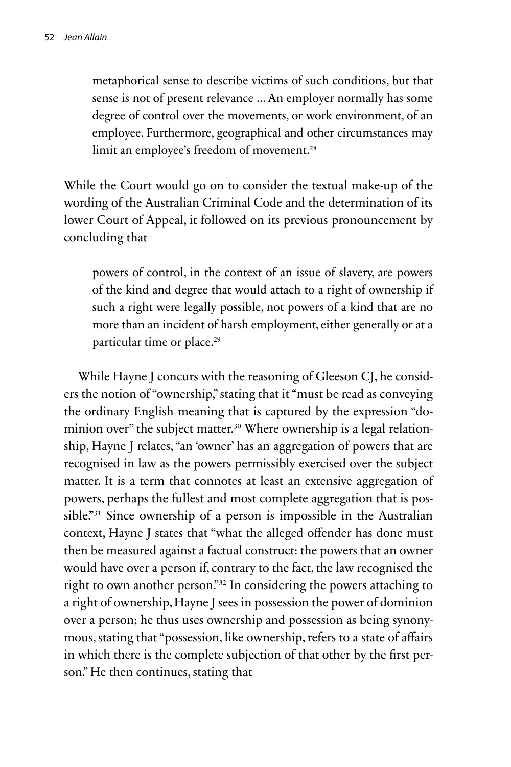> metaphorical sense to describe victims of such conditions, but that sense is not of present relevance ... An employer normally has some degree of control over the movements, or work environment, of an employee. Furthermore, geographical and other circumstances may limit an employee's freedom of movement.[28]

While the Court would go on to consider the textual make-up of the wording of the Australian Criminal Code and the determination of its lower Court of Appeal, it followed on its previous pronouncement by concluding that

> powers of control, in the context of an issue of slavery, are powers of the kind and degree that would attach to a right of ownership if such a right were legally possible, not powers of a kind that are no more than an incident of harsh employment, either generally or at a particular time or place.[29]

While Hayne J concurs with the reasoning of Gleeson CJ, he considers the notion of "ownership," stating that it "must be read as conveying the ordinary English meaning that is captured by the expression "dominion over" the subject matter.[30] Where ownership is a legal relationship, Hayne J relates, "an 'owner' has an aggregation of powers that are recognised in law as the powers permissibly exercised over the subject matter. It is a term that connotes at least an extensive aggregation of powers, perhaps the fullest and most complete aggregation that is possible."[31] Since ownership of a person is impossible in the Australian context, Hayne J states that "what the alleged offender has done must then be measured against a factual construct: the powers that an owner would have over a person if, contrary to the fact, the law recognised the right to own another person."[32] In considering the powers attaching to a right of ownership, Hayne J sees in possession the power of dominion over a person; he thus uses ownership and possession as being synonymous, stating that "possession, like ownership, refers to a state of affairs in which there is the complete subjection of that other by the first person." He then continues, stating that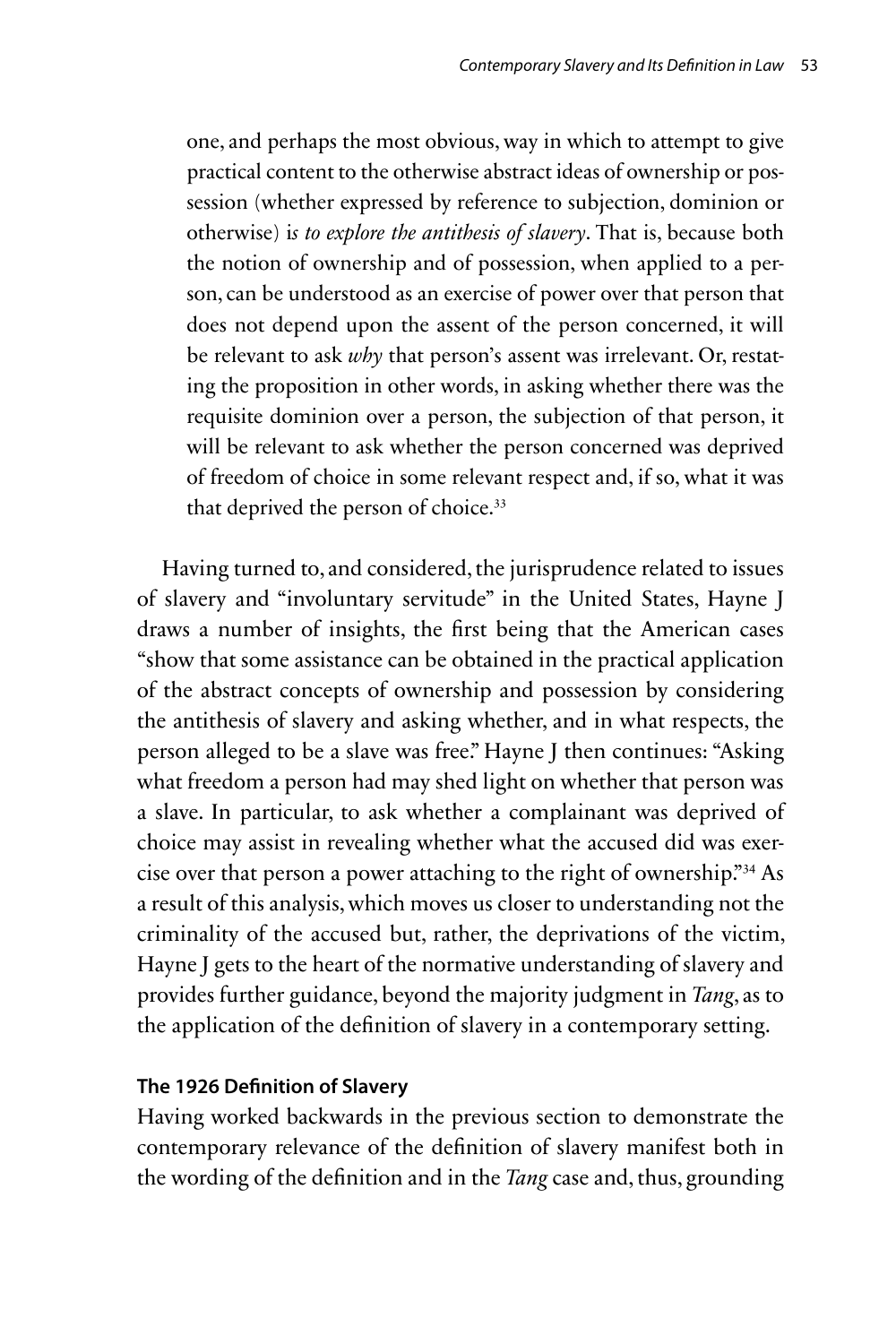one, and perhaps the most obvious, way in which to attempt to give practical content to the otherwise abstract ideas of ownership or possession (whether expressed by reference to subjection, dominion or otherwise) i*s to explore the antithesis of slavery*. That is, because both the notion of ownership and of possession, when applied to a person, can be understood as an exercise of power over that person that does not depend upon the assent of the person concerned, it will be relevant to ask *why* that person's assent was irrelevant. Or, restating the proposition in other words, in asking whether there was the requisite dominion over a person, the subjection of that person, it will be relevant to ask whether the person concerned was deprived of freedom of choice in some relevant respect and, if so, what it was that deprived the person of choice.[33]

Having turned to, and considered, the jurisprudence related to issues of slavery and "involuntary servitude" in the United States, Hayne J draws a number of insights, the first being that the American cases "show that some assistance can be obtained in the practical application of the abstract concepts of ownership and possession by considering the antithesis of slavery and asking whether, and in what respects, the person alleged to be a slave was free." Hayne J then continues: "Asking what freedom a person had may shed light on whether that person was a slave. In particular, to ask whether a complainant was deprived of choice may assist in revealing whether what the accused did was exercise over that person a power attaching to the right of ownership."[34] As a result of this analysis, which moves us closer to understanding not the criminality of the accused but, rather, the deprivations of the victim, Hayne J gets to the heart of the normative understanding of slavery and provides further guidance, beyond the majority judgment in *Tang*, as to the application of the definition of slavery in a contemporary setting.

### The 1926 Definition of Slavery

Having worked backwards in the previous section to demonstrate the contemporary relevance of the definition of slavery manifest both in the wording of the definition and in the *Tang* case and, thus, grounding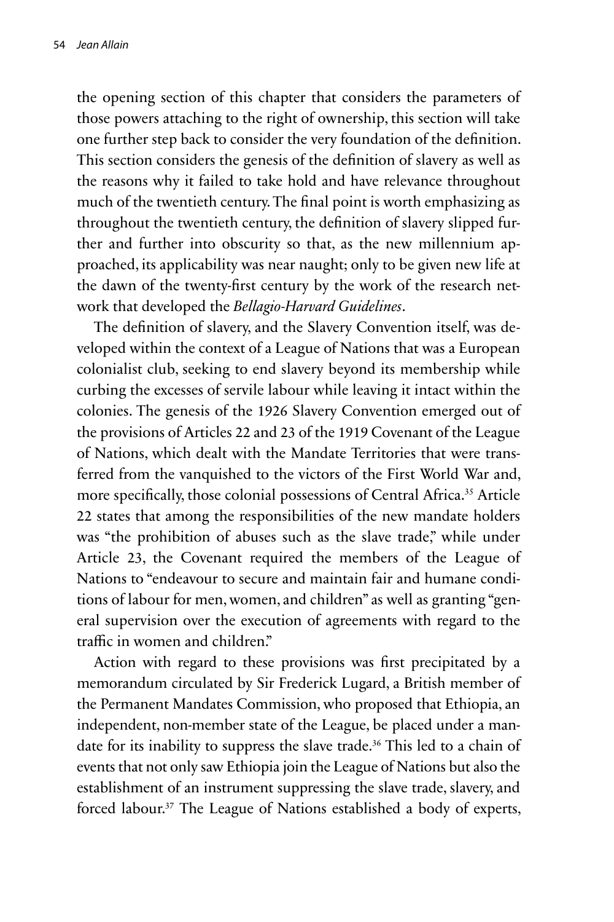the opening section of this chapter that considers the parameters of those powers attaching to the right of ownership, this section will take one further step back to consider the very foundation of the definition. This section considers the genesis of the definition of slavery as well as the reasons why it failed to take hold and have relevance throughout much of the twentieth century. The final point is worth emphasizing as throughout the twentieth century, the definition of slavery slipped further and further into obscurity so that, as the new millennium approached, its applicability was near naught; only to be given new life at the dawn of the twenty-first century by the work of the research network that developed the *Bellagio-Harvard Guidelines*.

The definition of slavery, and the Slavery Convention itself, was developed within the context of a League of Nations that was a European colonialist club, seeking to end slavery beyond its membership while curbing the excesses of servile labour while leaving it intact within the colonies. The genesis of the 1926 Slavery Convention emerged out of the provisions of Articles 22 and 23 of the 1919 Covenant of the League of Nations, which dealt with the Mandate Territories that were transferred from the vanquished to the victors of the First World War and, more specifically, those colonial possessions of Central Africa.[35] Article 22 states that among the responsibilities of the new mandate holders was "the prohibition of abuses such as the slave trade," while under Article 23, the Covenant required the members of the League of Nations to "endeavour to secure and maintain fair and humane conditions of labour for men, women, and children" as well as granting "general supervision over the execution of agreements with regard to the traffic in women and children."

Action with regard to these provisions was first precipitated by a memorandum circulated by Sir Frederick Lugard, a British member of the Permanent Mandates Commission, who proposed that Ethiopia, an independent, non-member state of the League, be placed under a mandate for its inability to suppress the slave trade.[36] This led to a chain of events that not only saw Ethiopia join the League of Nations but also the establishment of an instrument suppressing the slave trade, slavery, and forced labour.[37] The League of Nations established a body of experts,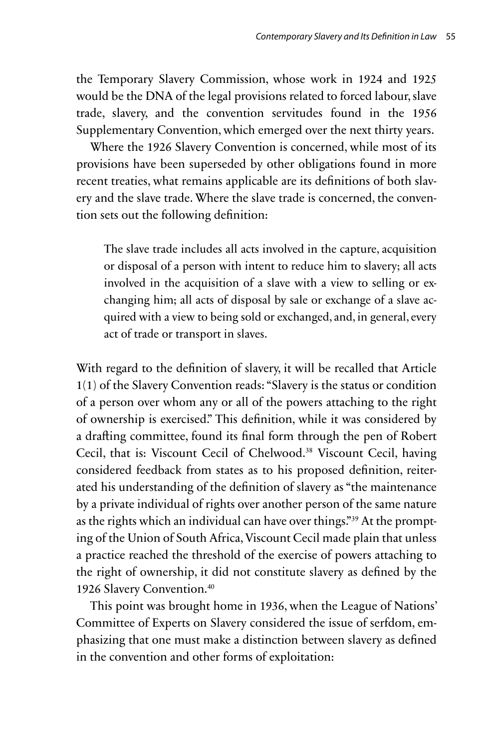the Temporary Slavery Commission, whose work in 1924 and 1925 would be the DNA of the legal provisions related to forced labour, slave trade, slavery, and the convention servitudes found in the 1956 Supplementary Convention, which emerged over the next thirty years.

Where the 1926 Slavery Convention is concerned, while most of its provisions have been superseded by other obligations found in more recent treaties, what remains applicable are its definitions of both slavery and the slave trade. Where the slave trade is concerned, the convention sets out the following definition:

> The slave trade includes all acts involved in the capture, acquisition or disposal of a person with intent to reduce him to slavery; all acts involved in the acquisition of a slave with a view to selling or exchanging him; all acts of disposal by sale or exchange of a slave acquired with a view to being sold or exchanged, and, in general, every act of trade or transport in slaves.

With regard to the definition of slavery, it will be recalled that Article 1(1) of the Slavery Convention reads: "Slavery is the status or condition of a person over whom any or all of the powers attaching to the right of ownership is exercised." This definition, while it was considered by a drafting committee, found its final form through the pen of Robert Cecil, that is: Viscount Cecil of Chelwood.[38] Viscount Cecil, having considered feedback from states as to his proposed definition, reiterated his understanding of the definition of slavery as "the maintenance by a private individual of rights over another person of the same nature as the rights which an individual can have over things."[39] At the prompting of the Union of South Africa, Viscount Cecil made plain that unless a practice reached the threshold of the exercise of powers attaching to the right of ownership, it did not constitute slavery as defined by the 1926 Slavery Convention.[40]

This point was brought home in 1936, when the League of Nations' Committee of Experts on Slavery considered the issue of serfdom, emphasizing that one must make a distinction between slavery as defined in the convention and other forms of exploitation: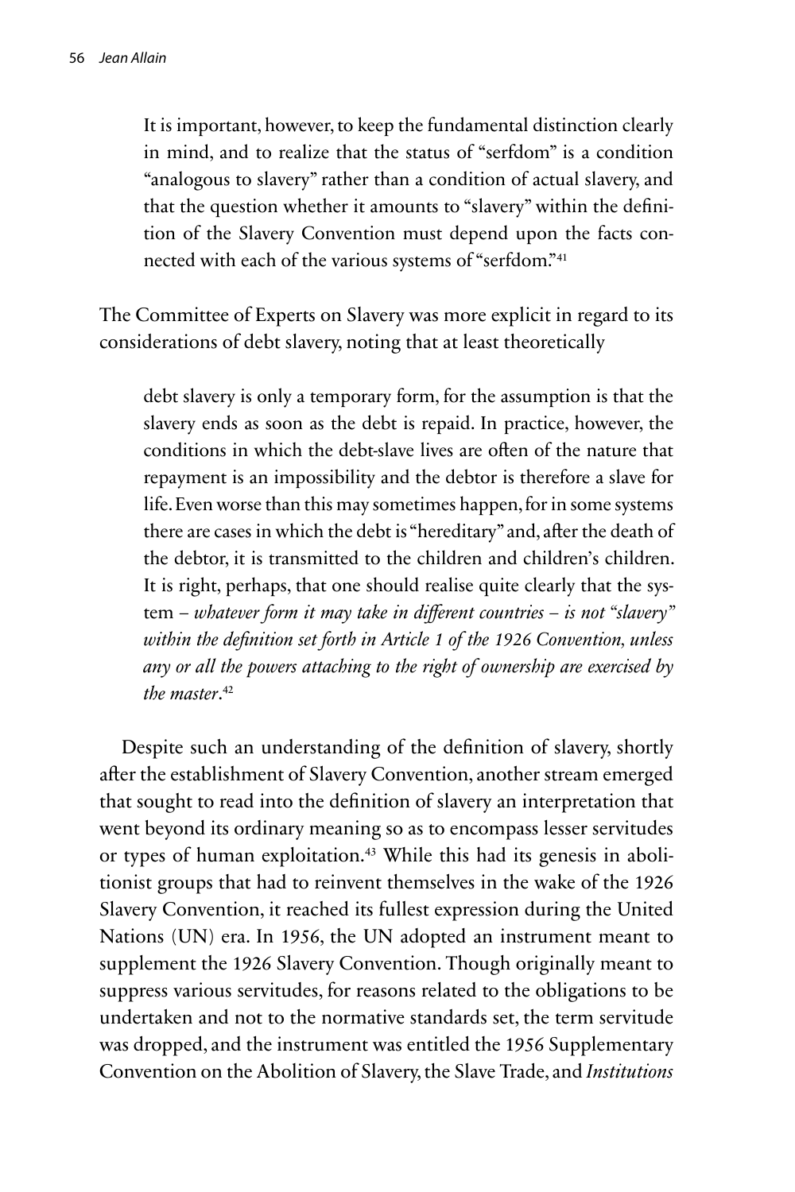> It is important, however, to keep the fundamental distinction clearly in mind, and to realize that the status of "serfdom" is a condition "analogous to slavery" rather than a condition of actual slavery, and that the question whether it amounts to "slavery" within the definition of the Slavery Convention must depend upon the facts connected with each of the various systems of "serfdom."[41]

The Committee of Experts on Slavery was more explicit in regard to its considerations of debt slavery, noting that at least theoretically

> debt slavery is only a temporary form, for the assumption is that the slavery ends as soon as the debt is repaid. In practice, however, the conditions in which the debt-slave lives are often of the nature that repayment is an impossibility and the debtor is therefore a slave for life. Even worse than this may sometimes happen, for in some systems there are cases in which the debt is "hereditary" and, after the death of the debtor, it is transmitted to the children and children's children. It is right, perhaps, that one should realise quite clearly that the system – *whatever form it may take in different countries – is not "slavery" within the definition set forth in Article 1 of the 1926 Convention, unless any or all the powers attaching to the right of ownership are exercised by the master*.[42]

Despite such an understanding of the definition of slavery, shortly after the establishment of Slavery Convention, another stream emerged that sought to read into the definition of slavery an interpretation that went beyond its ordinary meaning so as to encompass lesser servitudes or types of human exploitation.[43] While this had its genesis in abolitionist groups that had to reinvent themselves in the wake of the 1926 Slavery Convention, it reached its fullest expression during the United Nations (UN) era. In 1956, the UN adopted an instrument meant to supplement the 1926 Slavery Convention. Though originally meant to suppress various servitudes, for reasons related to the obligations to be undertaken and not to the normative standards set, the term servitude was dropped, and the instrument was entitled the 1956 Supplementary Convention on the Abolition of Slavery, the Slave Trade, and *Institutions*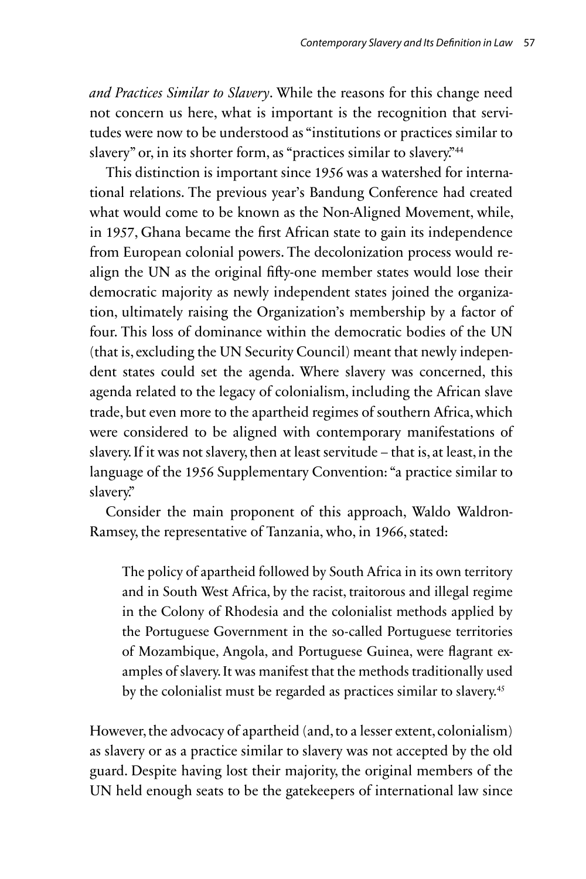*and Practices Similar to Slavery*. While the reasons for this change need not concern us here, what is important is the recognition that servitudes were now to be understood as "institutions or practices similar to slavery" or, in its shorter form, as "practices similar to slavery."[44]

This distinction is important since 1956 was a watershed for international relations. The previous year's Bandung Conference had created what would come to be known as the Non-Aligned Movement, while, in 1957, Ghana became the first African state to gain its independence from European colonial powers. The decolonization process would realign the UN as the original fifty-one member states would lose their democratic majority as newly independent states joined the organization, ultimately raising the Organization's membership by a factor of four. This loss of dominance within the democratic bodies of the UN (that is, excluding the UN Security Council) meant that newly independent states could set the agenda. Where slavery was concerned, this agenda related to the legacy of colonialism, including the African slave trade, but even more to the apartheid regimes of southern Africa, which were considered to be aligned with contemporary manifestations of slavery. If it was not slavery, then at least servitude – that is, at least, in the language of the 1956 Supplementary Convention: "a practice similar to slavery."

Consider the main proponent of this approach, Waldo Waldron-Ramsey, the representative of Tanzania, who, in 1966, stated:

> The policy of apartheid followed by South Africa in its own territory and in South West Africa, by the racist, traitorous and illegal regime in the Colony of Rhodesia and the colonialist methods applied by the Portuguese Government in the so-called Portuguese territories of Mozambique, Angola, and Portuguese Guinea, were flagrant examples of slavery. It was manifest that the methods traditionally used by the colonialist must be regarded as practices similar to slavery.[45]

However, the advocacy of apartheid (and, to a lesser extent, colonialism) as slavery or as a practice similar to slavery was not accepted by the old guard. Despite having lost their majority, the original members of the UN held enough seats to be the gatekeepers of international law since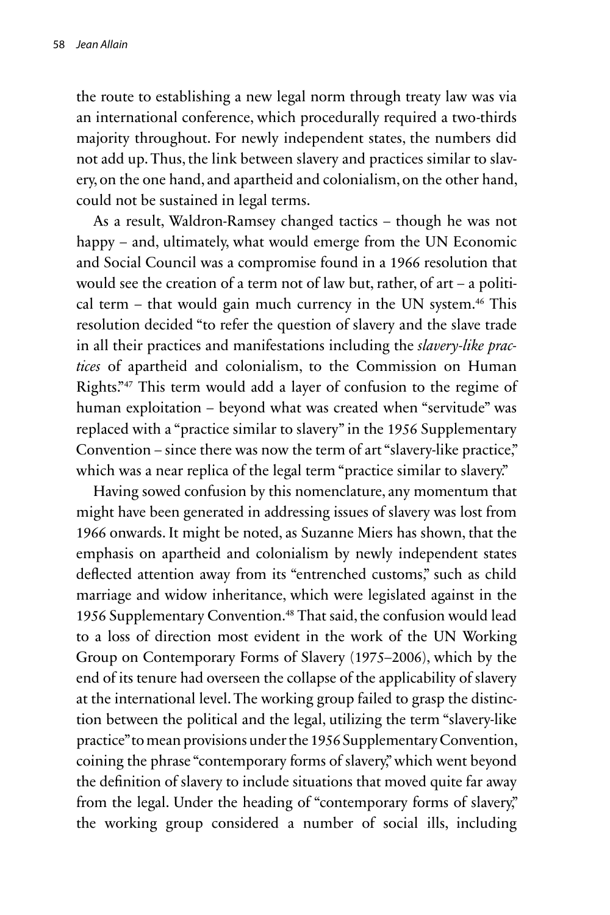the route to establishing a new legal norm through treaty law was via an international conference, which procedurally required a two-thirds majority throughout. For newly independent states, the numbers did not add up. Thus, the link between slavery and practices similar to slavery, on the one hand, and apartheid and colonialism, on the other hand, could not be sustained in legal terms.

As a result, Waldron-Ramsey changed tactics – though he was not happy – and, ultimately, what would emerge from the UN Economic and Social Council was a compromise found in a 1966 resolution that would see the creation of a term not of law but, rather, of art – a political term – that would gain much currency in the UN system.[46] This resolution decided "to refer the question of slavery and the slave trade in all their practices and manifestations including the *slavery-like practices* of apartheid and colonialism, to the Commission on Human Rights."[47] This term would add a layer of confusion to the regime of human exploitation – beyond what was created when "servitude" was replaced with a "practice similar to slavery" in the 1956 Supplementary Convention – since there was now the term of art "slavery-like practice," which was a near replica of the legal term "practice similar to slavery."

Having sowed confusion by this nomenclature, any momentum that might have been generated in addressing issues of slavery was lost from 1966 onwards. It might be noted, as Suzanne Miers has shown, that the emphasis on apartheid and colonialism by newly independent states deflected attention away from its "entrenched customs," such as child marriage and widow inheritance, which were legislated against in the 1956 Supplementary Convention.[48] That said, the confusion would lead to a loss of direction most evident in the work of the UN Working Group on Contemporary Forms of Slavery (1975–2006), which by the end of its tenure had overseen the collapse of the applicability of slavery at the international level. The working group failed to grasp the distinction between the political and the legal, utilizing the term "slavery-like practice" to mean provisions under the 1956 Supplementary Convention, coining the phrase "contemporary forms of slavery," which went beyond the definition of slavery to include situations that moved quite far away from the legal. Under the heading of "contemporary forms of slavery," the working group considered a number of social ills, including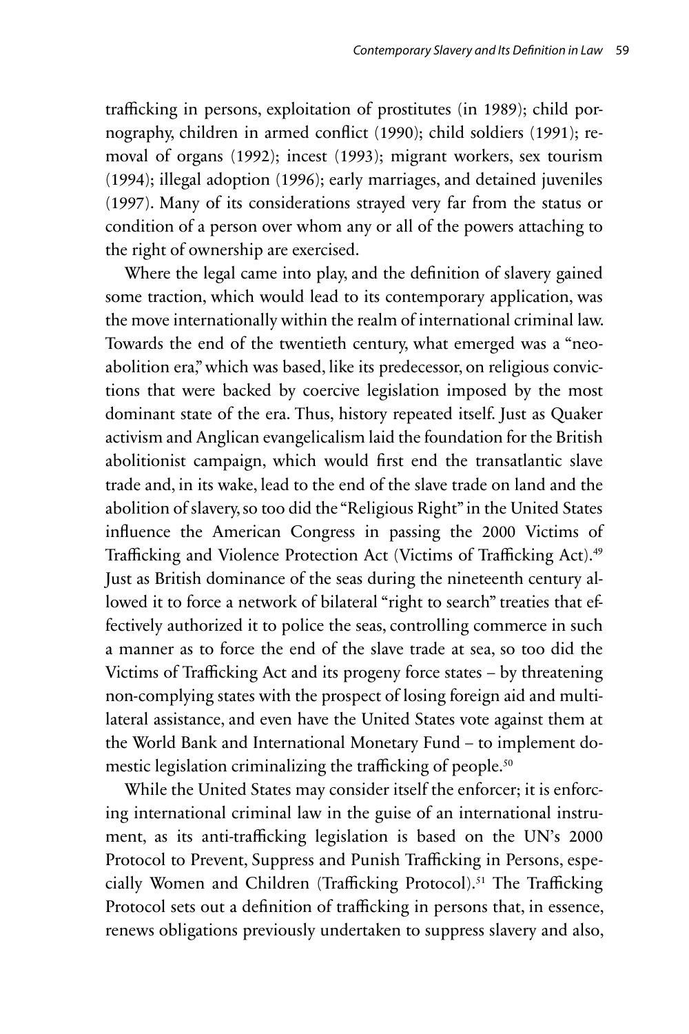trafficking in persons, exploitation of prostitutes (in 1989); child pornography, children in armed conflict (1990); child soldiers (1991); removal of organs (1992); incest (1993); migrant workers, sex tourism (1994); illegal adoption (1996); early marriages, and detained juveniles (1997). Many of its considerations strayed very far from the status or condition of a person over whom any or all of the powers attaching to the right of ownership are exercised.

Where the legal came into play, and the definition of slavery gained some traction, which would lead to its contemporary application, was the move internationally within the realm of international criminal law. Towards the end of the twentieth century, what emerged was a "neo-abolition era," which was based, like its predecessor, on religious convictions that were backed by coercive legislation imposed by the most dominant state of the era. Thus, history repeated itself. Just as Quaker activism and Anglican evangelicalism laid the foundation for the British abolitionist campaign, which would first end the transatlantic slave trade and, in its wake, lead to the end of the slave trade on land and the abolition of slavery, so too did the "Religious Right" in the United States influence the American Congress in passing the 2000 Victims of Trafficking and Violence Protection Act (Victims of Trafficking Act).[49] Just as British dominance of the seas during the nineteenth century allowed it to force a network of bilateral "right to search" treaties that effectively authorized it to police the seas, controlling commerce in such a manner as to force the end of the slave trade at sea, so too did the Victims of Trafficking Act and its progeny force states – by threatening non-complying states with the prospect of losing foreign aid and multilateral assistance, and even have the United States vote against them at the World Bank and International Monetary Fund – to implement domestic legislation criminalizing the trafficking of people.[50]

While the United States may consider itself the enforcer; it is enforcing international criminal law in the guise of an international instrument, as its anti-trafficking legislation is based on the UN's 2000 Protocol to Prevent, Suppress and Punish Trafficking in Persons, especially Women and Children (Trafficking Protocol).[51] The Trafficking Protocol sets out a definition of trafficking in persons that, in essence, renews obligations previously undertaken to suppress slavery and also,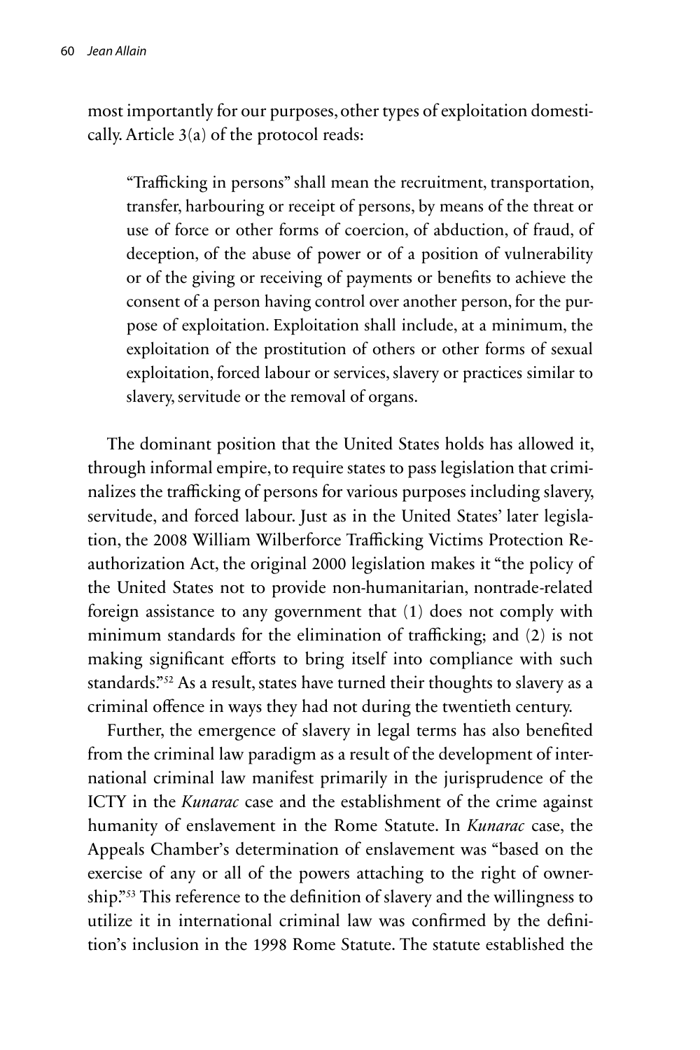most importantly for our purposes, other types of exploitation domestically. Article 3(a) of the protocol reads:

> "Trafficking in persons" shall mean the recruitment, transportation, transfer, harbouring or receipt of persons, by means of the threat or use of force or other forms of coercion, of abduction, of fraud, of deception, of the abuse of power or of a position of vulnerability or of the giving or receiving of payments or benefits to achieve the consent of a person having control over another person, for the purpose of exploitation. Exploitation shall include, at a minimum, the exploitation of the prostitution of others or other forms of sexual exploitation, forced labour or services, slavery or practices similar to slavery, servitude or the removal of organs.

The dominant position that the United States holds has allowed it, through informal empire, to require states to pass legislation that criminalizes the trafficking of persons for various purposes including slavery, servitude, and forced labour. Just as in the United States' later legislation, the 2008 William Wilberforce Trafficking Victims Protection Reauthorization Act, the original 2000 legislation makes it "the policy of the United States not to provide non-humanitarian, nontrade-related foreign assistance to any government that (1) does not comply with minimum standards for the elimination of trafficking; and (2) is not making significant efforts to bring itself into compliance with such standards."[52] As a result, states have turned their thoughts to slavery as a criminal offence in ways they had not during the twentieth century.

Further, the emergence of slavery in legal terms has also benefited from the criminal law paradigm as a result of the development of international criminal law manifest primarily in the jurisprudence of the ICTY in the *Kunarac* case and the establishment of the crime against humanity of enslavement in the Rome Statute. In *Kunarac* case, the Appeals Chamber's determination of enslavement was "based on the exercise of any or all of the powers attaching to the right of ownership."[53] This reference to the definition of slavery and the willingness to utilize it in international criminal law was confirmed by the definition's inclusion in the 1998 Rome Statute. The statute established the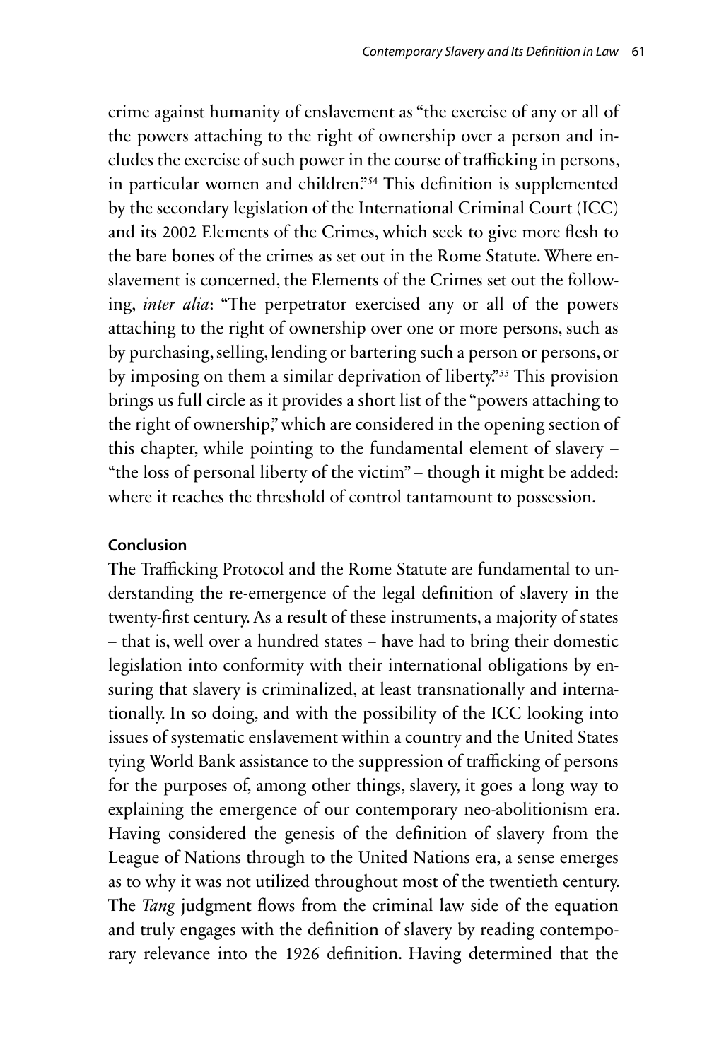crime against humanity of enslavement as "the exercise of any or all of the powers attaching to the right of ownership over a person and includes the exercise of such power in the course of trafficking in persons, in particular women and children."[54] This definition is supplemented by the secondary legislation of the International Criminal Court (ICC) and its 2002 Elements of the Crimes, which seek to give more flesh to the bare bones of the crimes as set out in the Rome Statute. Where enslavement is concerned, the Elements of the Crimes set out the following, *inter alia*: "The perpetrator exercised any or all of the powers attaching to the right of ownership over one or more persons, such as by purchasing, selling, lending or bartering such a person or persons, or by imposing on them a similar deprivation of liberty."[55] This provision brings us full circle as it provides a short list of the "powers attaching to the right of ownership," which are considered in the opening section of this chapter, while pointing to the fundamental element of slavery – "the loss of personal liberty of the victim" – though it might be added: where it reaches the threshold of control tantamount to possession.

## Conclusion

The Trafficking Protocol and the Rome Statute are fundamental to understanding the re-emergence of the legal definition of slavery in the twenty-first century. As a result of these instruments, a majority of states – that is, well over a hundred states – have had to bring their domestic legislation into conformity with their international obligations by ensuring that slavery is criminalized, at least transnationally and internationally. In so doing, and with the possibility of the ICC looking into issues of systematic enslavement within a country and the United States tying World Bank assistance to the suppression of trafficking of persons for the purposes of, among other things, slavery, it goes a long way to explaining the emergence of our contemporary neo-abolitionism era. Having considered the genesis of the definition of slavery from the League of Nations through to the United Nations era, a sense emerges as to why it was not utilized throughout most of the twentieth century. The *Tang* judgment flows from the criminal law side of the equation and truly engages with the definition of slavery by reading contemporary relevance into the 1926 definition. Having determined that the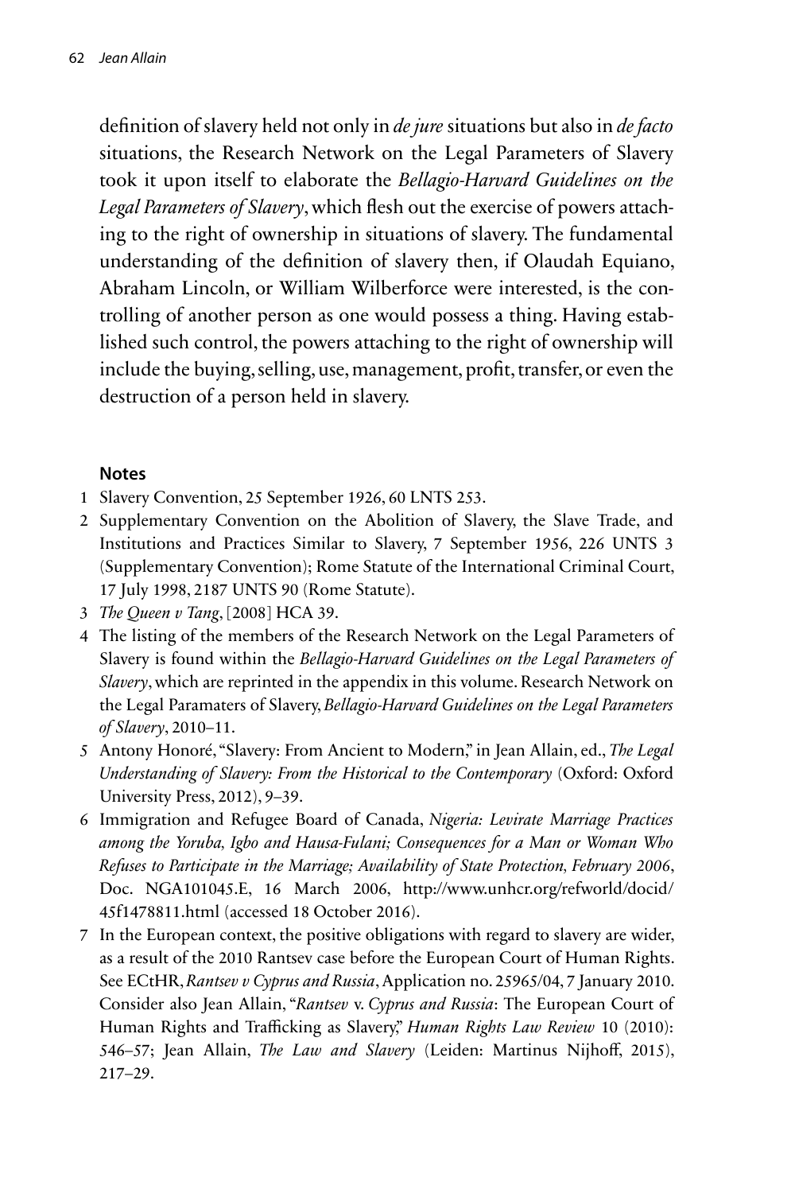definition of slavery held not only in *de jure* situations but also in *de facto* situations, the Research Network on the Legal Parameters of Slavery took it upon itself to elaborate the *Bellagio-Harvard Guidelines on the Legal Parameters of Slavery*, which flesh out the exercise of powers attaching to the right of ownership in situations of slavery. The fundamental understanding of the definition of slavery then, if Olaudah Equiano, Abraham Lincoln, or William Wilberforce were interested, is the controlling of another person as one would possess a thing. Having established such control, the powers attaching to the right of ownership will include the buying, selling, use, management, profit, transfer, or even the destruction of a person held in slavery.

## Notes

1. Slavery Convention, 25 September 1926, 60 LNTS 253.
2. Supplementary Convention on the Abolition of Slavery, the Slave Trade, and Institutions and Practices Similar to Slavery, 7 September 1956, 226 UNTS 3 (Supplementary Convention); Rome Statute of the International Criminal Court, 17 July 1998, 2187 UNTS 90 (Rome Statute).
3. *The Queen v Tang*, [2008] HCA 39.
4. The listing of the members of the Research Network on the Legal Parameters of Slavery is found within the *Bellagio-Harvard Guidelines on the Legal Parameters of Slavery*, which are reprinted in the appendix in this volume. Research Network on the Legal Paramaters of Slavery, *Bellagio-Harvard Guidelines on the Legal Parameters of Slavery*, 2010–11.
5. Antony Honoré, "Slavery: From Ancient to Modern," in Jean Allain, ed., *The Legal Understanding of Slavery: From the Historical to the Contemporary* (Oxford: Oxford University Press, 2012), 9–39.
6. Immigration and Refugee Board of Canada, *Nigeria: Levirate Marriage Practices among the Yoruba, Igbo and Hausa-Fulani; Consequences for a Man or Woman Who Refuses to Participate in the Marriage; Availability of State Protection, February 2006*, Doc. NGA101045.E, 16 March 2006, http://www.unhcr.org/refworld/docid/45f1478811.html (accessed 18 October 2016).
7. In the European context, the positive obligations with regard to slavery are wider, as a result of the 2010 Rantsev case before the European Court of Human Rights. See ECtHR, *Rantsev v Cyprus and Russia*, Application no. 25965/04, 7 January 2010. Consider also Jean Allain, "*Rantsev* v. *Cyprus and Russia*: The European Court of Human Rights and Trafficking as Slavery," *Human Rights Law Review* 10 (2010): 546–57; Jean Allain, *The Law and Slavery* (Leiden: Martinus Nijhoff, 2015), 217–29.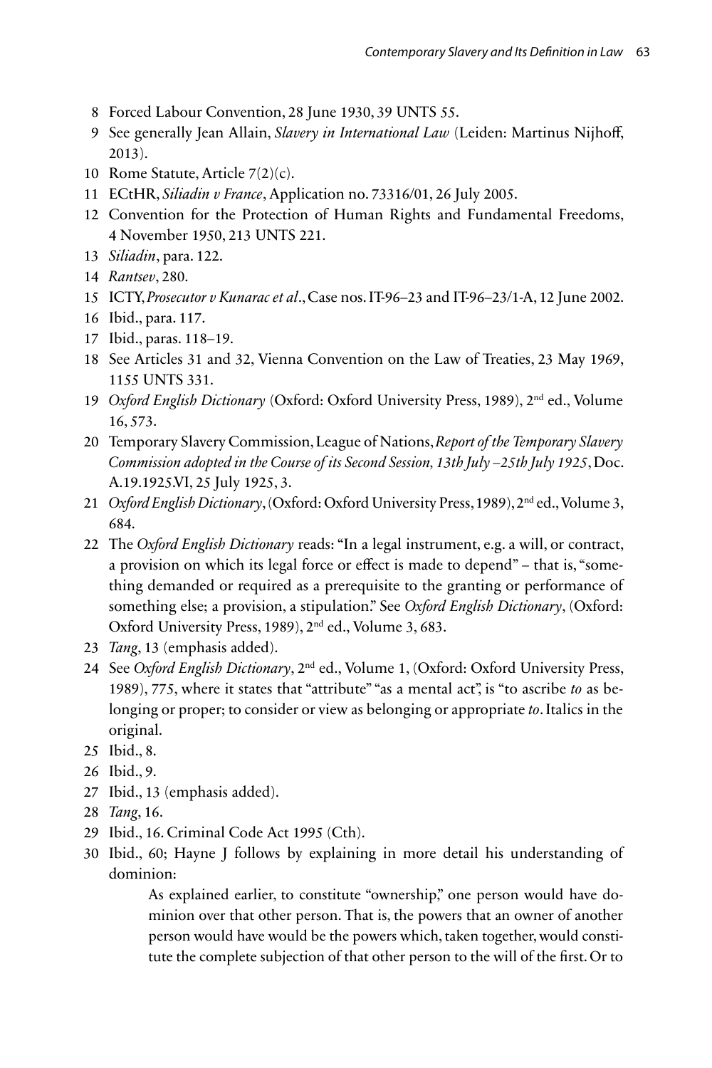8 Forced Labour Convention, 28 June 1930, 39 UNTS 55.

9 See generally Jean Allain, *Slavery in International Law* (Leiden: Martinus Nijhoff, 2013).

10 Rome Statute, Article 7(2)(c).

11 ECtHR, *Siliadin v France*, Application no. 73316/01, 26 July 2005.

12 Convention for the Protection of Human Rights and Fundamental Freedoms, 4 November 1950, 213 UNTS 221.

13 *Siliadin*, para. 122.

14 *Rantsev*, 280.

15 ICTY, *Prosecutor v Kunarac et al*., Case nos. IT-96–23 and IT-96–23/1-A, 12 June 2002.

16 Ibid., para. 117.

17 Ibid., paras. 118–19.

18 See Articles 31 and 32, Vienna Convention on the Law of Treaties, 23 May 1969, 1155 UNTS 331.

19 *Oxford English Dictionary* (Oxford: Oxford University Press, 1989), 2nd ed., Volume 16, 573.

20 Temporary Slavery Commission, League of Nations, *Report of the Temporary Slavery Commission adopted in the Course of its Second Session, 13th July –25th July 1925*, Doc. A.19.1925.VI, 25 July 1925, 3.

21 *Oxford English Dictionary*, (Oxford: Oxford University Press, 1989), 2nd ed., Volume 3, 684.

22 The *Oxford English Dictionary* reads: "In a legal instrument, e.g. a will, or contract, a provision on which its legal force or effect is made to depend" – that is, "something demanded or required as a prerequisite to the granting or performance of something else; a provision, a stipulation." See *Oxford English Dictionary*, (Oxford: Oxford University Press, 1989), 2nd ed., Volume 3, 683.

23 *Tang*, 13 (emphasis added).

24 See *Oxford English Dictionary*, 2nd ed., Volume 1, (Oxford: Oxford University Press, 1989), 775, where it states that "attribute" "as a mental act", is "to ascribe *to* as belonging or proper; to consider or view as belonging or appropriate *to*. Italics in the original.

25 Ibid., 8.

26 Ibid., 9.

27 Ibid., 13 (emphasis added).

28 *Tang*, 16.

29 Ibid., 16. Criminal Code Act 1995 (Cth).

30 Ibid., 60; Hayne J follows by explaining in more detail his understanding of dominion:

> As explained earlier, to constitute "ownership," one person would have dominion over that other person. That is, the powers that an owner of another person would have would be the powers which, taken together, would constitute the complete subjection of that other person to the will of the first. Or to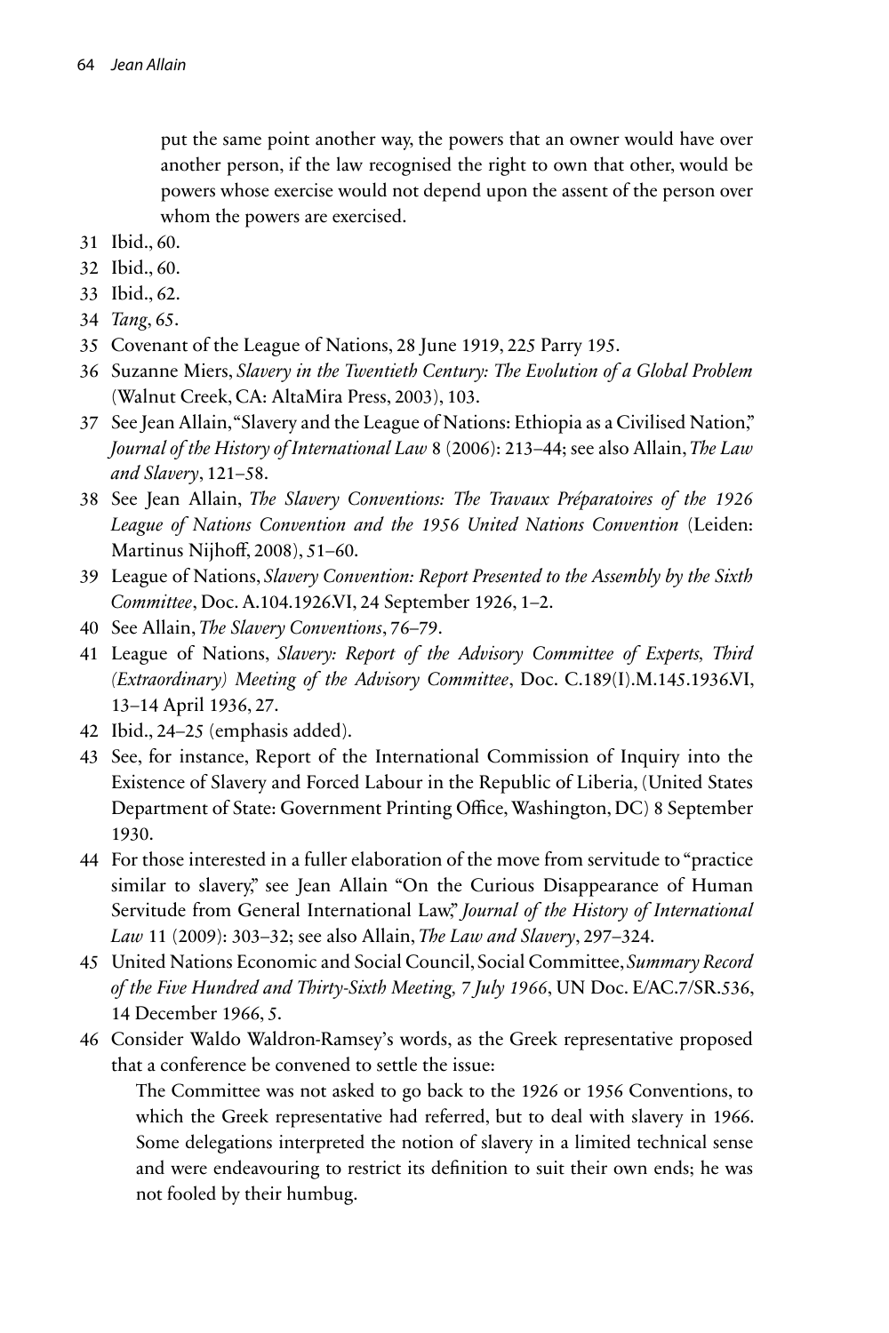> put the same point another way, the powers that an owner would have over another person, if the law recognised the right to own that other, would be powers whose exercise would not depend upon the assent of the person over whom the powers are exercised.

31 Ibid., 60.

32 Ibid., 60.

33 Ibid., 62.

34 *Tang*, 65.

35 Covenant of the League of Nations, 28 June 1919, 225 Parry 195.

36 Suzanne Miers, *Slavery in the Twentieth Century: The Evolution of a Global Problem* (Walnut Creek, CA: AltaMira Press, 2003), 103.

37 See Jean Allain, "Slavery and the League of Nations: Ethiopia as a Civilised Nation," *Journal of the History of International Law* 8 (2006): 213–44; see also Allain, *The Law and Slavery*, 121–58.

38 See Jean Allain, *The Slavery Conventions: The Travaux Préparatoires of the 1926 League of Nations Convention and the 1956 United Nations Convention* (Leiden: Martinus Nijhoff, 2008), 51–60.

39 League of Nations, *Slavery Convention: Report Presented to the Assembly by the Sixth Committee*, Doc. A.104.1926.VI, 24 September 1926, 1–2.

40 See Allain, *The Slavery Conventions*, 76–79.

41 League of Nations, *Slavery: Report of the Advisory Committee of Experts, Third (Extraordinary) Meeting of the Advisory Committee*, Doc. C.189(I).M.145.1936.VI, 13–14 April 1936, 27.

42 Ibid., 24–25 (emphasis added).

43 See, for instance, Report of the International Commission of Inquiry into the Existence of Slavery and Forced Labour in the Republic of Liberia, (United States Department of State: Government Printing Office, Washington, DC) 8 September 1930.

44 For those interested in a fuller elaboration of the move from servitude to "practice similar to slavery," see Jean Allain "On the Curious Disappearance of Human Servitude from General International Law," *Journal of the History of International Law* 11 (2009): 303–32; see also Allain, *The Law and Slavery*, 297–324.

45 United Nations Economic and Social Council, Social Committee, *Summary Record of the Five Hundred and Thirty-Sixth Meeting, 7 July 1966*, UN Doc. E/AC.7/SR.536, 14 December 1966, 5.

46 Consider Waldo Waldron-Ramsey's words, as the Greek representative proposed that a conference be convened to settle the issue:

> The Committee was not asked to go back to the 1926 or 1956 Conventions, to which the Greek representative had referred, but to deal with slavery in 1966. Some delegations interpreted the notion of slavery in a limited technical sense and were endeavouring to restrict its definition to suit their own ends; he was not fooled by their humbug.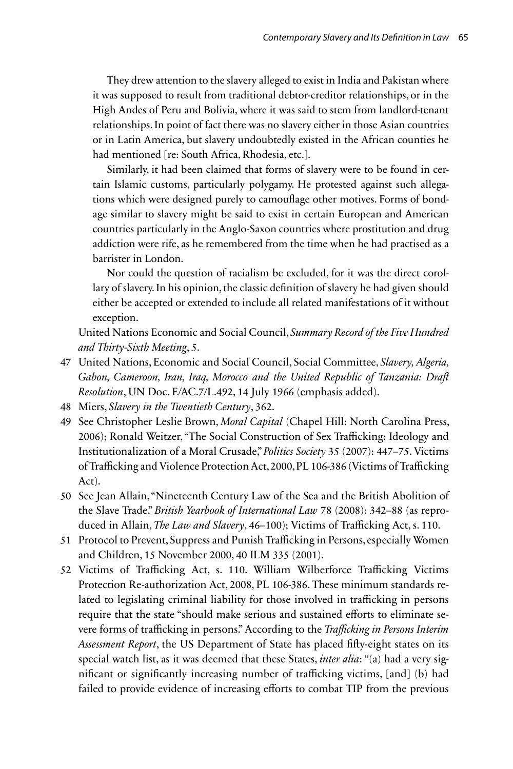They drew attention to the slavery alleged to exist in India and Pakistan where it was supposed to result from traditional debtor-creditor relationships, or in the High Andes of Peru and Bolivia, where it was said to stem from landlord-tenant relationships. In point of fact there was no slavery either in those Asian countries or in Latin America, but slavery undoubtedly existed in the African counties he had mentioned [re: South Africa, Rhodesia, etc.].

Similarly, it had been claimed that forms of slavery were to be found in certain Islamic customs, particularly polygamy. He protested against such allegations which were designed purely to camouflage other motives. Forms of bondage similar to slavery might be said to exist in certain European and American countries particularly in the Anglo-Saxon countries where prostitution and drug addiction were rife, as he remembered from the time when he had practised as a barrister in London.

Nor could the question of racialism be excluded, for it was the direct corollary of slavery. In his opinion, the classic definition of slavery he had given should either be accepted or extended to include all related manifestations of it without exception.

United Nations Economic and Social Council, *Summary Record of the Five Hundred and Thirty-Sixth Meeting*, 5.

47 United Nations, Economic and Social Council, Social Committee, *Slavery, Algeria, Gabon, Cameroon, Iran, Iraq, Morocco and the United Republic of Tanzania: Draft Resolution*, UN Doc. E/AC.7/L.492, 14 July 1966 (emphasis added).

48 Miers, *Slavery in the Twentieth Century*, 362.

49 See Christopher Leslie Brown, *Moral Capital* (Chapel Hill: North Carolina Press, 2006); Ronald Weitzer, "The Social Construction of Sex Trafficking: Ideology and Institutionalization of a Moral Crusade," *Politics Society* 35 (2007): 447–75. Victims of Trafficking and Violence Protection Act, 2000, PL 106-386 (Victims of Trafficking Act).

50 See Jean Allain, "Nineteenth Century Law of the Sea and the British Abolition of the Slave Trade," *British Yearbook of International Law* 78 (2008): 342–88 (as reproduced in Allain, *The Law and Slavery*, 46–100); Victims of Trafficking Act, s. 110.

51 Protocol to Prevent, Suppress and Punish Trafficking in Persons, especially Women and Children, 15 November 2000, 40 ILM 335 (2001).

52 Victims of Trafficking Act, s. 110. William Wilberforce Trafficking Victims Protection Re-authorization Act, 2008, PL 106-386. These minimum standards related to legislating criminal liability for those involved in trafficking in persons require that the state "should make serious and sustained efforts to eliminate severe forms of trafficking in persons." According to the *Trafficking in Persons Interim Assessment Report*, the US Department of State has placed fifty-eight states on its special watch list, as it was deemed that these States, *inter alia*: "(a) had a very significant or significantly increasing number of trafficking victims, [and] (b) had failed to provide evidence of increasing efforts to combat TIP from the previous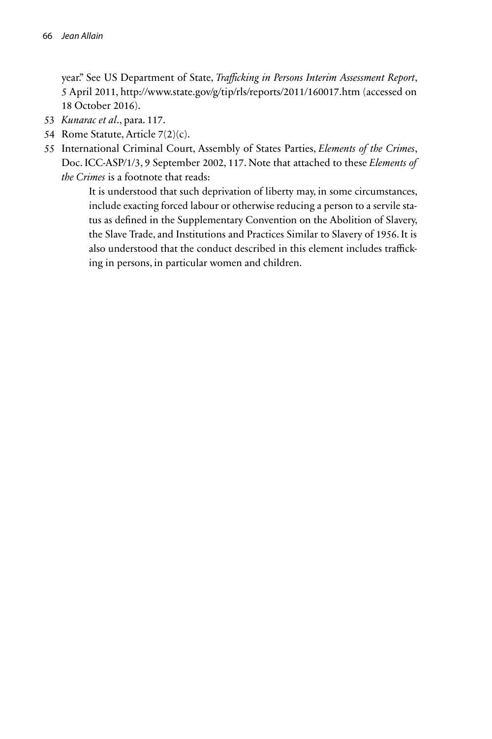year." See US Department of State, *Trafficking in Persons Interim Assessment Report*, 5 April 2011, http://www.state.gov/g/tip/rls/reports/2011/160017.htm (accessed on 18 October 2016).

53 *Kunarac et al*., para. 117.

54 Rome Statute, Article 7(2)(c).

55 International Criminal Court, Assembly of States Parties, *Elements of the Crimes*, Doc. ICC-ASP/1/3, 9 September 2002, 117. Note that attached to these *Elements of the Crimes* is a footnote that reads:

> It is understood that such deprivation of liberty may, in some circumstances, include exacting forced labour or otherwise reducing a person to a servile status as defined in the Supplementary Convention on the Abolition of Slavery, the Slave Trade, and Institutions and Practices Similar to Slavery of 1956. It is also understood that the conduct described in this element includes trafficking in persons, in particular women and children.